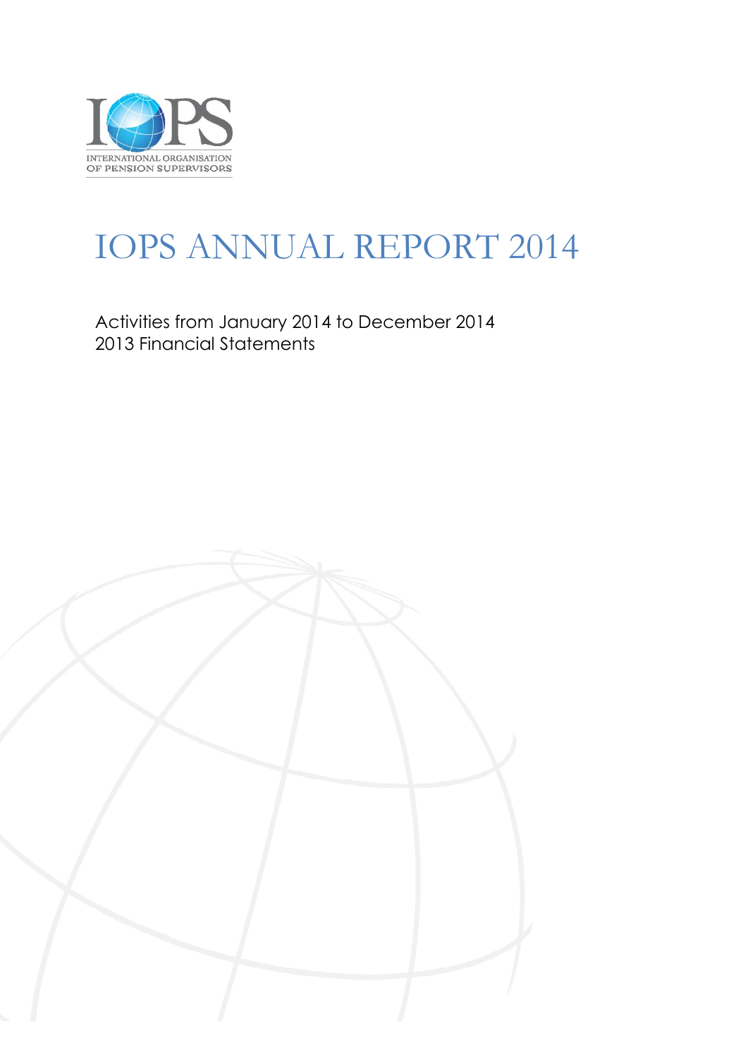INTERNATIONAL ORGANISATION OF PENSION SUPERVISORS

# IOPS ANNUAL REPORT 2014

Activities from January 2014 to December 2014
2013 Financial Statements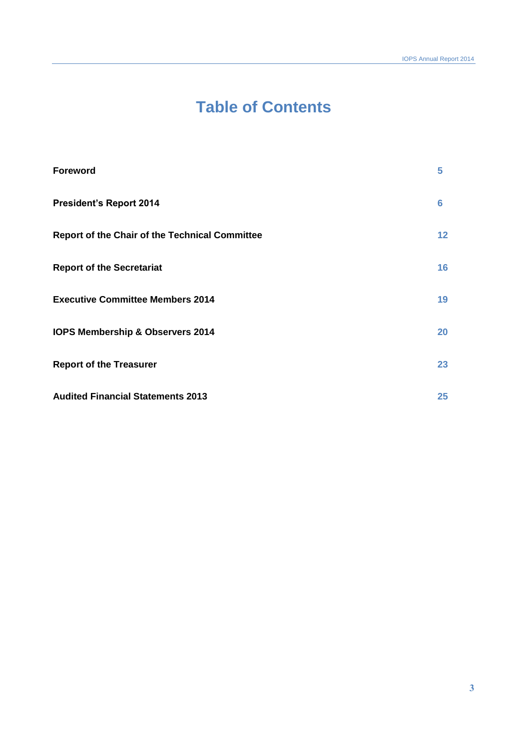# Table of Contents

| | |
|---|---|
| **Foreword** | 5 |
| **President's Report 2014** | 6 |
| **Report of the Chair of the Technical Committee** | 12 |
| **Report of the Secretariat** | 16 |
| **Executive Committee Members 2014** | 19 |
| **IOPS Membership & Observers 2014** | 20 |
| **Report of the Treasurer** | 23 |
| **Audited Financial Statements 2013** | 25 |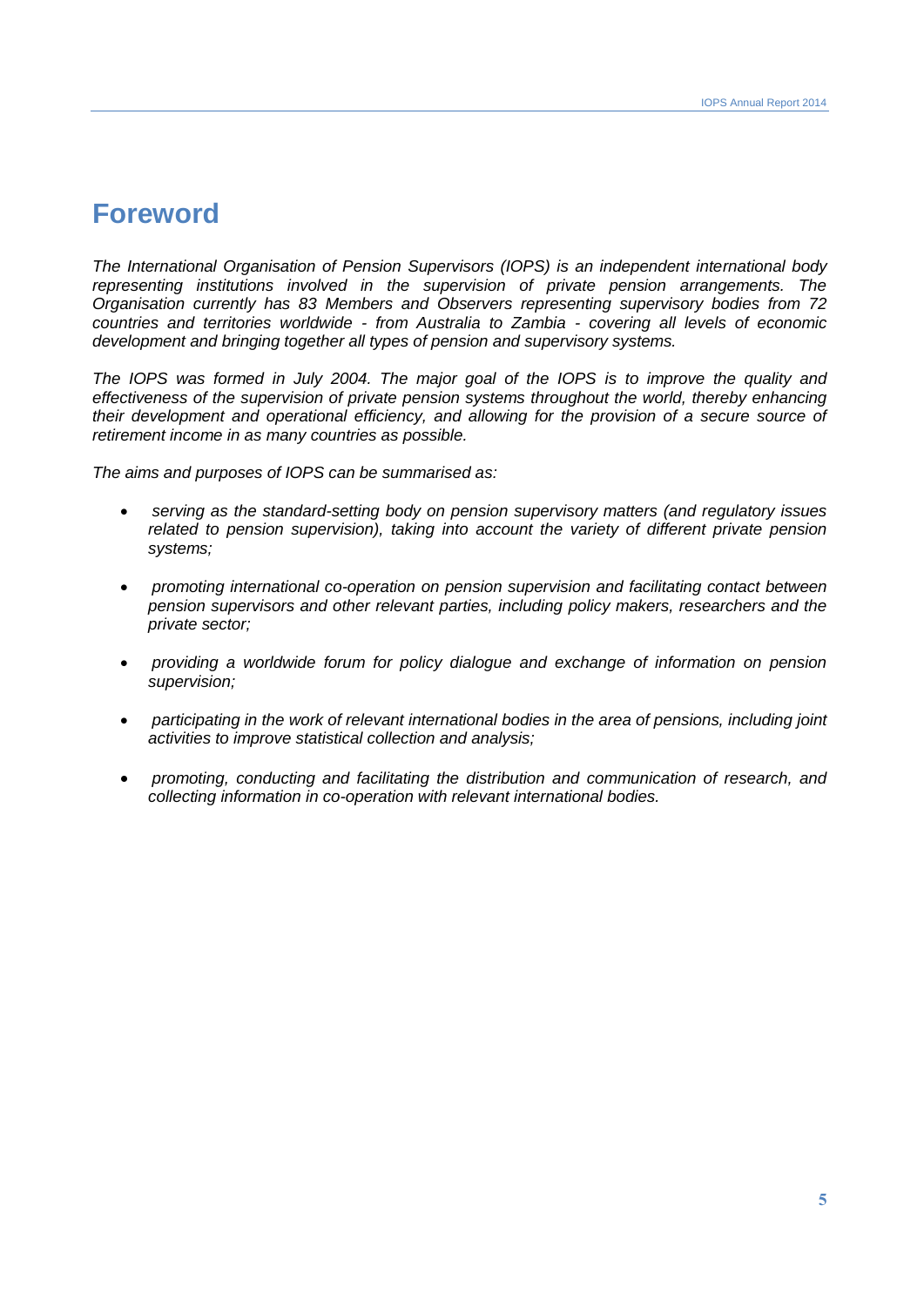# Foreword

*The International Organisation of Pension Supervisors (IOPS) is an independent international body representing institutions involved in the supervision of private pension arrangements. The Organisation currently has 83 Members and Observers representing supervisory bodies from 72 countries and territories worldwide - from Australia to Zambia - covering all levels of economic development and bringing together all types of pension and supervisory systems.*

*The IOPS was formed in July 2004. The major goal of the IOPS is to improve the quality and effectiveness of the supervision of private pension systems throughout the world, thereby enhancing their development and operational efficiency, and allowing for the provision of a secure source of retirement income in as many countries as possible.*

*The aims and purposes of IOPS can be summarised as:*

- *serving as the standard-setting body on pension supervisory matters (and regulatory issues related to pension supervision), taking into account the variety of different private pension systems;*
- *promoting international co-operation on pension supervision and facilitating contact between pension supervisors and other relevant parties, including policy makers, researchers and the private sector;*
- *providing a worldwide forum for policy dialogue and exchange of information on pension supervision;*
- *participating in the work of relevant international bodies in the area of pensions, including joint activities to improve statistical collection and analysis;*
- *promoting, conducting and facilitating the distribution and communication of research, and collecting information in co-operation with relevant international bodies.*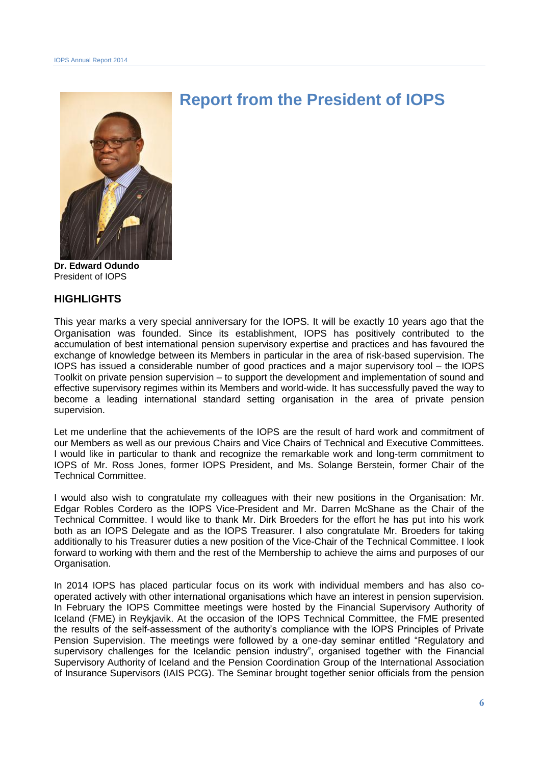# Report from the President of IOPS

**Dr. Edward Odundo**
President of IOPS

## HIGHLIGHTS

This year marks a very special anniversary for the IOPS. It will be exactly 10 years ago that the Organisation was founded. Since its establishment, IOPS has positively contributed to the accumulation of best international pension supervisory expertise and practices and has favoured the exchange of knowledge between its Members in particular in the area of risk-based supervision. The IOPS has issued a considerable number of good practices and a major supervisory tool – the IOPS Toolkit on private pension supervision – to support the development and implementation of sound and effective supervisory regimes within its Members and world-wide. It has successfully paved the way to become a leading international standard setting organisation in the area of private pension supervision.

Let me underline that the achievements of the IOPS are the result of hard work and commitment of our Members as well as our previous Chairs and Vice Chairs of Technical and Executive Committees. I would like in particular to thank and recognize the remarkable work and long-term commitment to IOPS of Mr. Ross Jones, former IOPS President, and Ms. Solange Berstein, former Chair of the Technical Committee.

I would also wish to congratulate my colleagues with their new positions in the Organisation: Mr. Edgar Robles Cordero as the IOPS Vice-President and Mr. Darren McShane as the Chair of the Technical Committee. I would like to thank Mr. Dirk Broeders for the effort he has put into his work both as an IOPS Delegate and as the IOPS Treasurer. I also congratulate Mr. Broeders for taking additionally to his Treasurer duties a new position of the Vice-Chair of the Technical Committee. I look forward to working with them and the rest of the Membership to achieve the aims and purposes of our Organisation.

In 2014 IOPS has placed particular focus on its work with individual members and has also co-operated actively with other international organisations which have an interest in pension supervision. In February the IOPS Committee meetings were hosted by the Financial Supervisory Authority of Iceland (FME) in Reykjavik. At the occasion of the IOPS Technical Committee, the FME presented the results of the self-assessment of the authority's compliance with the IOPS Principles of Private Pension Supervision. The meetings were followed by a one-day seminar entitled "Regulatory and supervisory challenges for the Icelandic pension industry", organised together with the Financial Supervisory Authority of Iceland and the Pension Coordination Group of the International Association of Insurance Supervisors (IAIS PCG). The Seminar brought together senior officials from the pension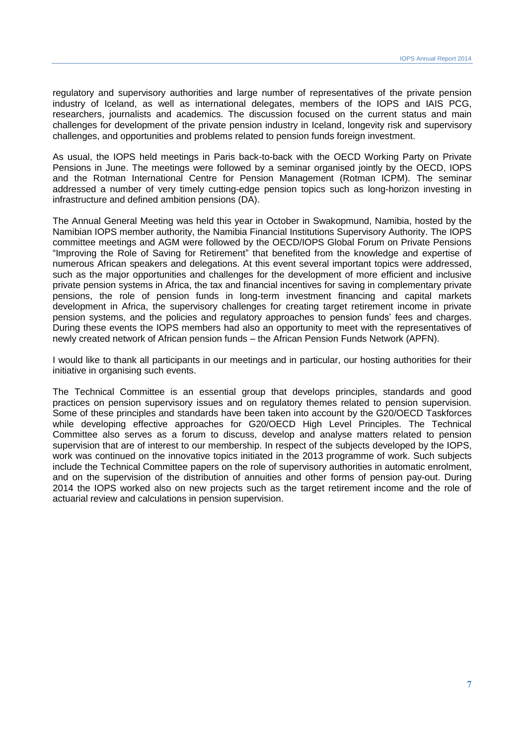regulatory and supervisory authorities and large number of representatives of the private pension industry of Iceland, as well as international delegates, members of the IOPS and IAIS PCG, researchers, journalists and academics. The discussion focused on the current status and main challenges for development of the private pension industry in Iceland, longevity risk and supervisory challenges, and opportunities and problems related to pension funds foreign investment.

As usual, the IOPS held meetings in Paris back-to-back with the OECD Working Party on Private Pensions in June. The meetings were followed by a seminar organised jointly by the OECD, IOPS and the Rotman International Centre for Pension Management (Rotman ICPM). The seminar addressed a number of very timely cutting-edge pension topics such as long-horizon investing in infrastructure and defined ambition pensions (DA).

The Annual General Meeting was held this year in October in Swakopmund, Namibia, hosted by the Namibian IOPS member authority, the Namibia Financial Institutions Supervisory Authority. The IOPS committee meetings and AGM were followed by the OECD/IOPS Global Forum on Private Pensions "Improving the Role of Saving for Retirement" that benefited from the knowledge and expertise of numerous African speakers and delegations. At this event several important topics were addressed, such as the major opportunities and challenges for the development of more efficient and inclusive private pension systems in Africa, the tax and financial incentives for saving in complementary private pensions, the role of pension funds in long-term investment financing and capital markets development in Africa, the supervisory challenges for creating target retirement income in private pension systems, and the policies and regulatory approaches to pension funds' fees and charges. During these events the IOPS members had also an opportunity to meet with the representatives of newly created network of African pension funds – the African Pension Funds Network (APFN).

I would like to thank all participants in our meetings and in particular, our hosting authorities for their initiative in organising such events.

The Technical Committee is an essential group that develops principles, standards and good practices on pension supervisory issues and on regulatory themes related to pension supervision. Some of these principles and standards have been taken into account by the G20/OECD Taskforces while developing effective approaches for G20/OECD High Level Principles. The Technical Committee also serves as a forum to discuss, develop and analyse matters related to pension supervision that are of interest to our membership. In respect of the subjects developed by the IOPS, work was continued on the innovative topics initiated in the 2013 programme of work. Such subjects include the Technical Committee papers on the role of supervisory authorities in automatic enrolment, and on the supervision of the distribution of annuities and other forms of pension pay-out. During 2014 the IOPS worked also on new projects such as the target retirement income and the role of actuarial review and calculations in pension supervision.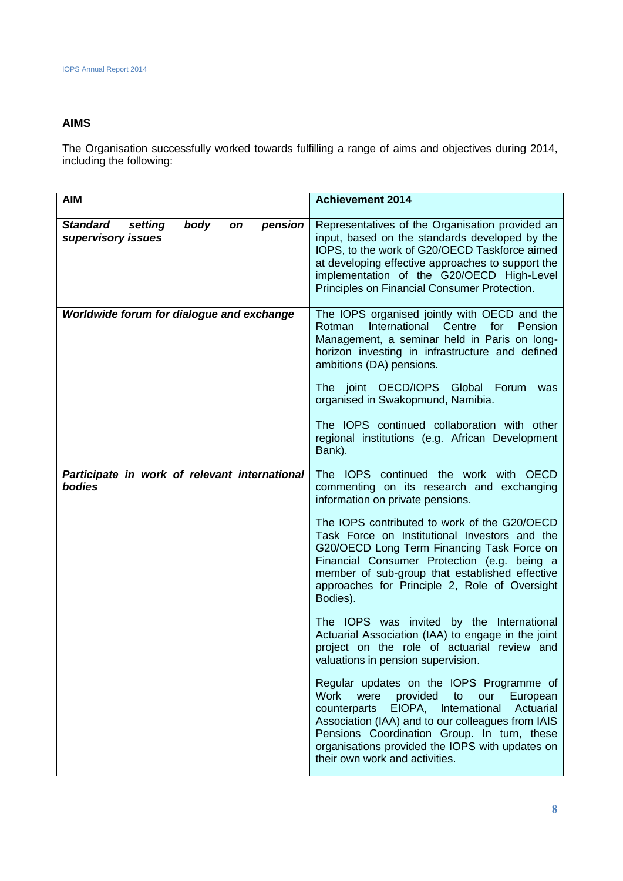## AIMS

The Organisation successfully worked towards fulfilling a range of aims and objectives during 2014, including the following:

| AIM | Achievement 2014 |
|---|---|
| ***Standard setting body on pension supervisory issues*** | Representatives of the Organisation provided an input, based on the standards developed by the IOPS, to the work of G20/OECD Taskforce aimed at developing effective approaches to support the implementation of the G20/OECD High-Level Principles on Financial Consumer Protection. |
| ***Worldwide forum for dialogue and exchange*** | The IOPS organised jointly with OECD and the Rotman International Centre for Pension Management, a seminar held in Paris on long-horizon investing in infrastructure and defined ambitions (DA) pensions.<br><br>The joint OECD/IOPS Global Forum was organised in Swakopmund, Namibia.<br><br>The IOPS continued collaboration with other regional institutions (e.g. African Development Bank). |
| ***Participate in work of relevant international bodies*** | The IOPS continued the work with OECD commenting on its research and exchanging information on private pensions.<br><br>The IOPS contributed to work of the G20/OECD Task Force on Institutional Investors and the G20/OECD Long Term Financing Task Force on Financial Consumer Protection (e.g. being a member of sub-group that established effective approaches for Principle 2, Role of Oversight Bodies). |
| | The IOPS was invited by the International Actuarial Association (IAA) to engage in the joint project on the role of actuarial review and valuations in pension supervision.<br><br>Regular updates on the IOPS Programme of Work were provided to our European counterparts EIOPA, International Actuarial Association (IAA) and to our colleagues from IAIS Pensions Coordination Group. In turn, these organisations provided the IOPS with updates on their own work and activities. |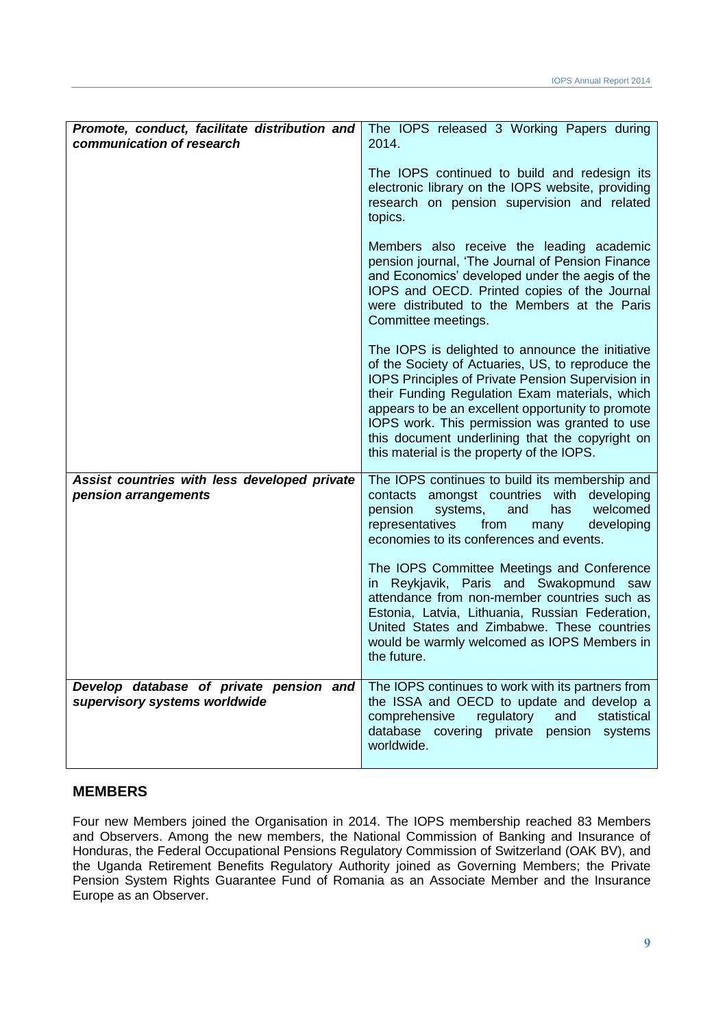| | |
|---|---|
| ***Promote, conduct, facilitate distribution and communication of research*** | The IOPS released 3 Working Papers during 2014.<br><br>The IOPS continued to build and redesign its electronic library on the IOPS website, providing research on pension supervision and related topics.<br><br>Members also receive the leading academic pension journal, 'The Journal of Pension Finance and Economics' developed under the aegis of the IOPS and OECD. Printed copies of the Journal were distributed to the Members at the Paris Committee meetings.<br><br>The IOPS is delighted to announce the initiative of the Society of Actuaries, US, to reproduce the IOPS Principles of Private Pension Supervision in their Funding Regulation Exam materials, which appears to be an excellent opportunity to promote IOPS work. This permission was granted to use this document underlining that the copyright on this material is the property of the IOPS. |
| ***Assist countries with less developed private pension arrangements*** | The IOPS continues to build its membership and contacts amongst countries with developing pension systems, and has welcomed representatives from many developing economies to its conferences and events.<br><br>The IOPS Committee Meetings and Conference in Reykjavik, Paris and Swakopmund saw attendance from non-member countries such as Estonia, Latvia, Lithuania, Russian Federation, United States and Zimbabwe. These countries would be warmly welcomed as IOPS Members in the future. |
| ***Develop database of private pension and supervisory systems worldwide*** | The IOPS continues to work with its partners from the ISSA and OECD to update and develop a comprehensive regulatory and statistical database covering private pension systems worldwide. |

## MEMBERS

Four new Members joined the Organisation in 2014. The IOPS membership reached 83 Members and Observers. Among the new members, the National Commission of Banking and Insurance of Honduras, the Federal Occupational Pensions Regulatory Commission of Switzerland (OAK BV), and the Uganda Retirement Benefits Regulatory Authority joined as Governing Members; the Private Pension System Rights Guarantee Fund of Romania as an Associate Member and the Insurance Europe as an Observer.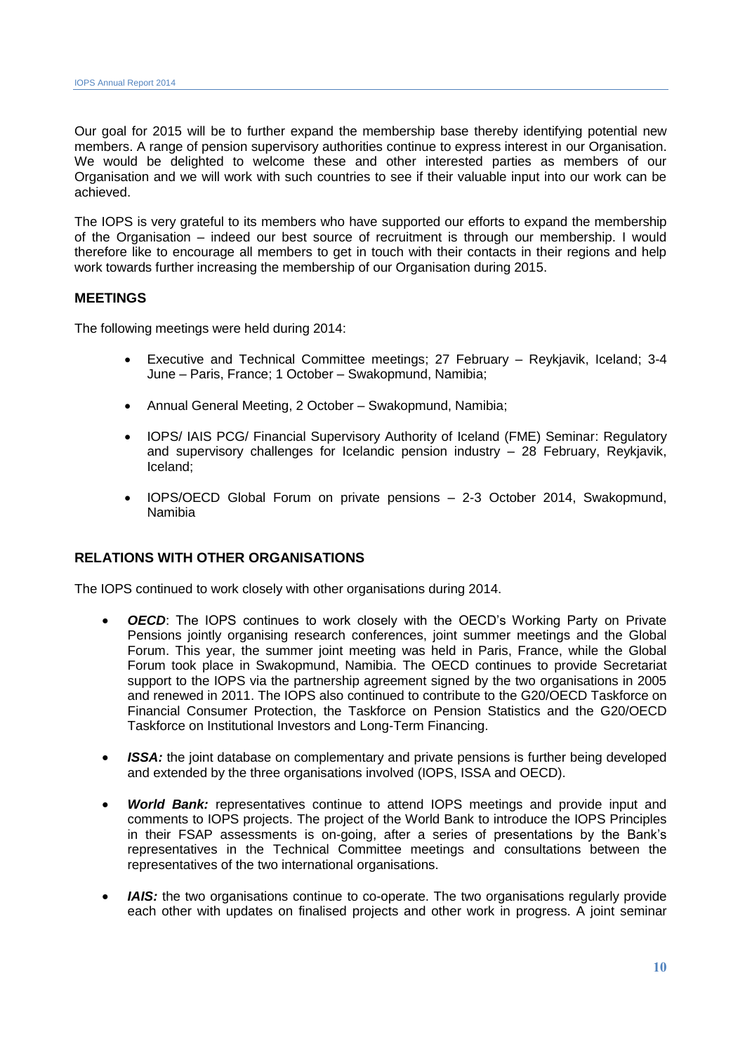Our goal for 2015 will be to further expand the membership base thereby identifying potential new members. A range of pension supervisory authorities continue to express interest in our Organisation. We would be delighted to welcome these and other interested parties as members of our Organisation and we will work with such countries to see if their valuable input into our work can be achieved.

The IOPS is very grateful to its members who have supported our efforts to expand the membership of the Organisation – indeed our best source of recruitment is through our membership. I would therefore like to encourage all members to get in touch with their contacts in their regions and help work towards further increasing the membership of our Organisation during 2015.

## MEETINGS

The following meetings were held during 2014:

- Executive and Technical Committee meetings; 27 February – Reykjavik, Iceland; 3-4 June – Paris, France; 1 October – Swakopmund, Namibia;
- Annual General Meeting, 2 October – Swakopmund, Namibia;
- IOPS/ IAIS PCG/ Financial Supervisory Authority of Iceland (FME) Seminar: Regulatory and supervisory challenges for Icelandic pension industry – 28 February, Reykjavik, Iceland;
- IOPS/OECD Global Forum on private pensions – 2-3 October 2014, Swakopmund, Namibia

## RELATIONS WITH OTHER ORGANISATIONS

The IOPS continued to work closely with other organisations during 2014.

- ***OECD***: The IOPS continues to work closely with the OECD's Working Party on Private Pensions jointly organising research conferences, joint summer meetings and the Global Forum. This year, the summer joint meeting was held in Paris, France, while the Global Forum took place in Swakopmund, Namibia. The OECD continues to provide Secretariat support to the IOPS via the partnership agreement signed by the two organisations in 2005 and renewed in 2011. The IOPS also continued to contribute to the G20/OECD Taskforce on Financial Consumer Protection, the Taskforce on Pension Statistics and the G20/OECD Taskforce on Institutional Investors and Long-Term Financing.
- ***ISSA:*** the joint database on complementary and private pensions is further being developed and extended by the three organisations involved (IOPS, ISSA and OECD).
- ***World Bank:*** representatives continue to attend IOPS meetings and provide input and comments to IOPS projects. The project of the World Bank to introduce the IOPS Principles in their FSAP assessments is on-going, after a series of presentations by the Bank's representatives in the Technical Committee meetings and consultations between the representatives of the two international organisations.
- ***IAIS:*** the two organisations continue to co-operate. The two organisations regularly provide each other with updates on finalised projects and other work in progress. A joint seminar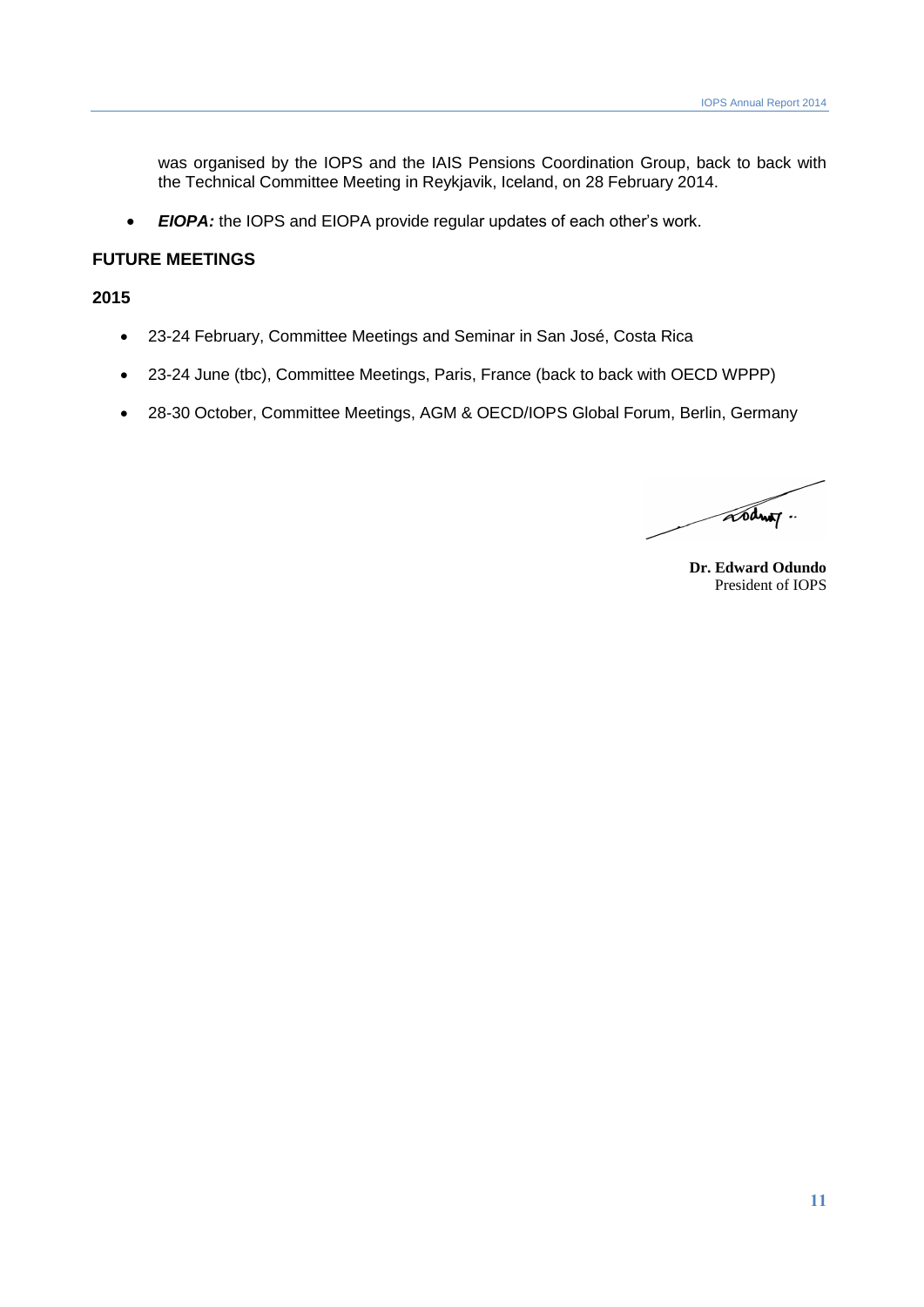was organised by the IOPS and the IAIS Pensions Coordination Group, back to back with the Technical Committee Meeting in Reykjavik, Iceland, on 28 February 2014.

- ***EIOPA:*** the IOPS and EIOPA provide regular updates of each other's work.

## FUTURE MEETINGS

### 2015

- 23-24 February, Committee Meetings and Seminar in San José, Costa Rica
- 23-24 June (tbc), Committee Meetings, Paris, France (back to back with OECD WPPP)
- 28-30 October, Committee Meetings, AGM & OECD/IOPS Global Forum, Berlin, Germany

**Dr. Edward Odundo**
President of IOPS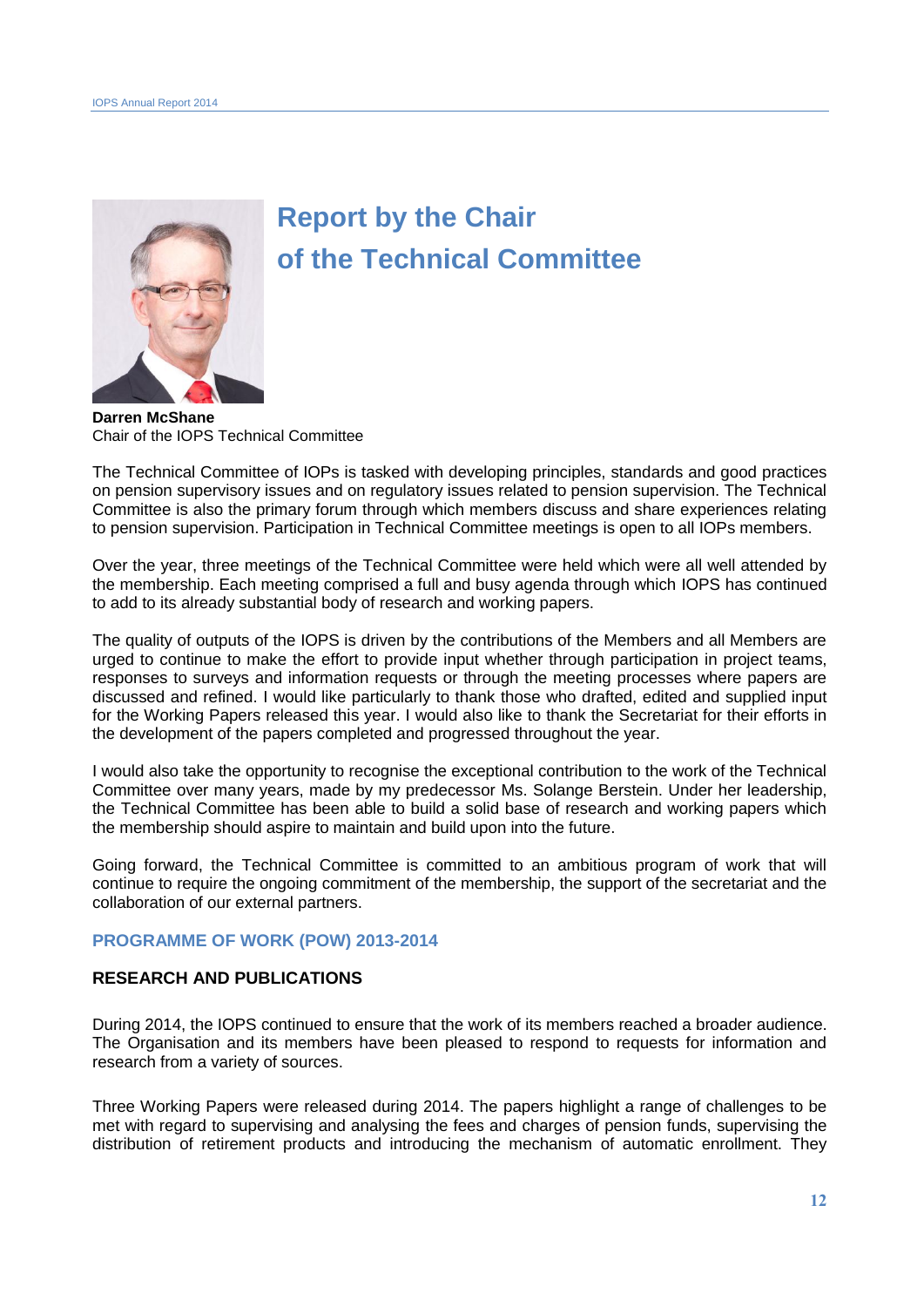# Report by the Chair of the Technical Committee

**Darren McShane**
Chair of the IOPS Technical Committee

The Technical Committee of IOPs is tasked with developing principles, standards and good practices on pension supervisory issues and on regulatory issues related to pension supervision. The Technical Committee is also the primary forum through which members discuss and share experiences relating to pension supervision. Participation in Technical Committee meetings is open to all IOPs members.

Over the year, three meetings of the Technical Committee were held which were all well attended by the membership. Each meeting comprised a full and busy agenda through which IOPS has continued to add to its already substantial body of research and working papers.

The quality of outputs of the IOPS is driven by the contributions of the Members and all Members are urged to continue to make the effort to provide input whether through participation in project teams, responses to surveys and information requests or through the meeting processes where papers are discussed and refined. I would like particularly to thank those who drafted, edited and supplied input for the Working Papers released this year. I would also like to thank the Secretariat for their efforts in the development of the papers completed and progressed throughout the year.

I would also take the opportunity to recognise the exceptional contribution to the work of the Technical Committee over many years, made by my predecessor Ms. Solange Berstein. Under her leadership, the Technical Committee has been able to build a solid base of research and working papers which the membership should aspire to maintain and build upon into the future.

Going forward, the Technical Committee is committed to an ambitious program of work that will continue to require the ongoing commitment of the membership, the support of the secretariat and the collaboration of our external partners.

## PROGRAMME OF WORK (POW) 2013-2014

### RESEARCH AND PUBLICATIONS

During 2014, the IOPS continued to ensure that the work of its members reached a broader audience. The Organisation and its members have been pleased to respond to requests for information and research from a variety of sources.

Three Working Papers were released during 2014. The papers highlight a range of challenges to be met with regard to supervising and analysing the fees and charges of pension funds, supervising the distribution of retirement products and introducing the mechanism of automatic enrollment. They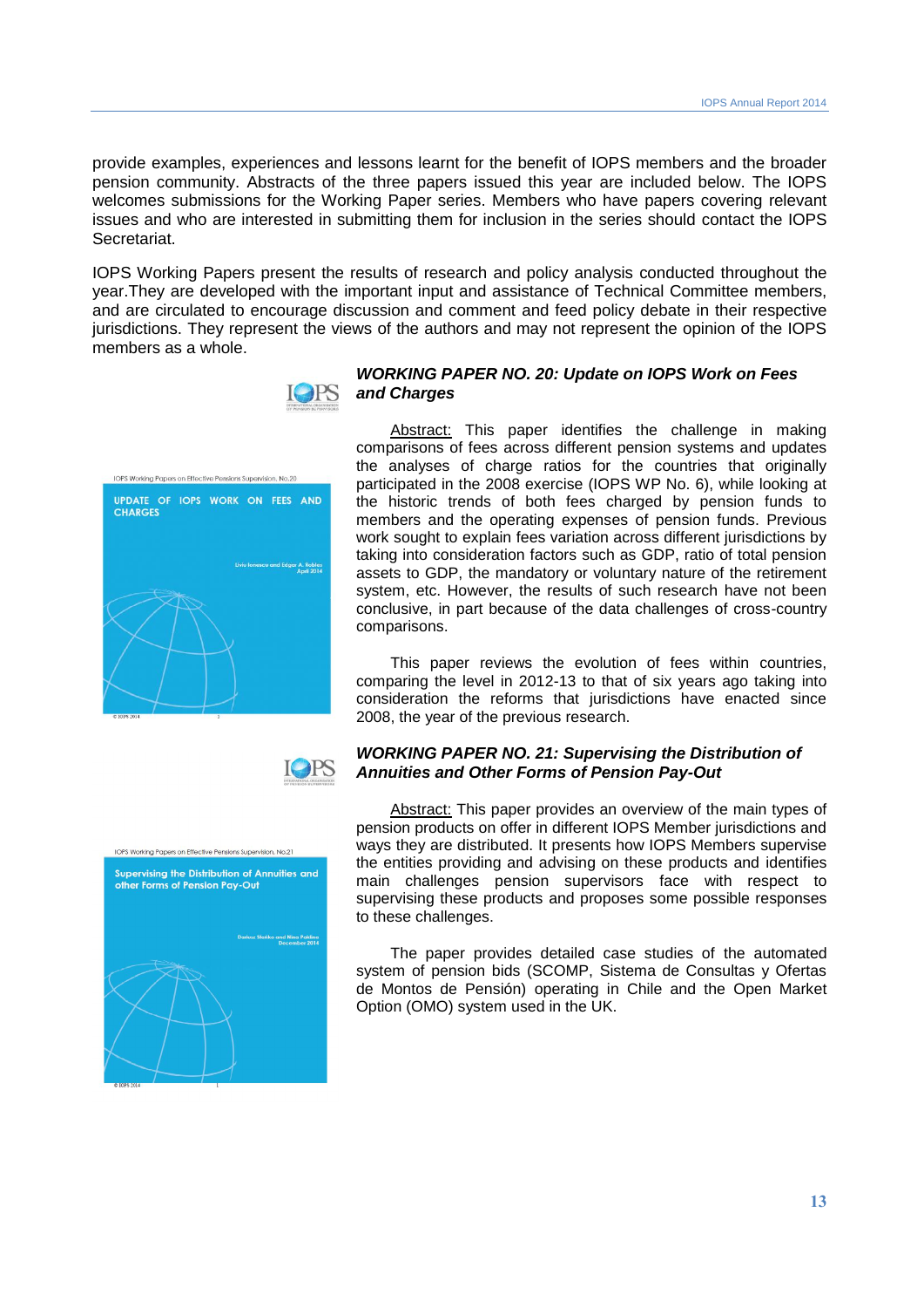provide examples, experiences and lessons learnt for the benefit of IOPS members and the broader pension community. Abstracts of the three papers issued this year are included below. The IOPS welcomes submissions for the Working Paper series. Members who have papers covering relevant issues and who are interested in submitting them for inclusion in the series should contact the IOPS Secretariat.

IOPS Working Papers present the results of research and policy analysis conducted throughout the year.They are developed with the important input and assistance of Technical Committee members, and are circulated to encourage discussion and comment and feed policy debate in their respective jurisdictions. They represent the views of the authors and may not represent the opinion of the IOPS members as a whole.

### *WORKING PAPER NO. 20: Update on IOPS Work on Fees and Charges*

Abstract: This paper identifies the challenge in making comparisons of fees across different pension systems and updates the analyses of charge ratios for the countries that originally participated in the 2008 exercise (IOPS WP No. 6), while looking at the historic trends of both fees charged by pension funds to members and the operating expenses of pension funds. Previous work sought to explain fees variation across different jurisdictions by taking into consideration factors such as GDP, ratio of total pension assets to GDP, the mandatory or voluntary nature of the retirement system, etc. However, the results of such research have not been conclusive, in part because of the data challenges of cross-country comparisons.

This paper reviews the evolution of fees within countries, comparing the level in 2012-13 to that of six years ago taking into consideration the reforms that jurisdictions have enacted since 2008, the year of the previous research.

### *WORKING PAPER NO. 21: Supervising the Distribution of Annuities and Other Forms of Pension Pay-Out*

Abstract: This paper provides an overview of the main types of pension products on offer in different IOPS Member jurisdictions and ways they are distributed. It presents how IOPS Members supervise the entities providing and advising on these products and identifies main challenges pension supervisors face with respect to supervising these products and proposes some possible responses to these challenges.

The paper provides detailed case studies of the automated system of pension bids (SCOMP, Sistema de Consultas y Ofertas de Montos de Pensión) operating in Chile and the Open Market Option (OMO) system used in the UK.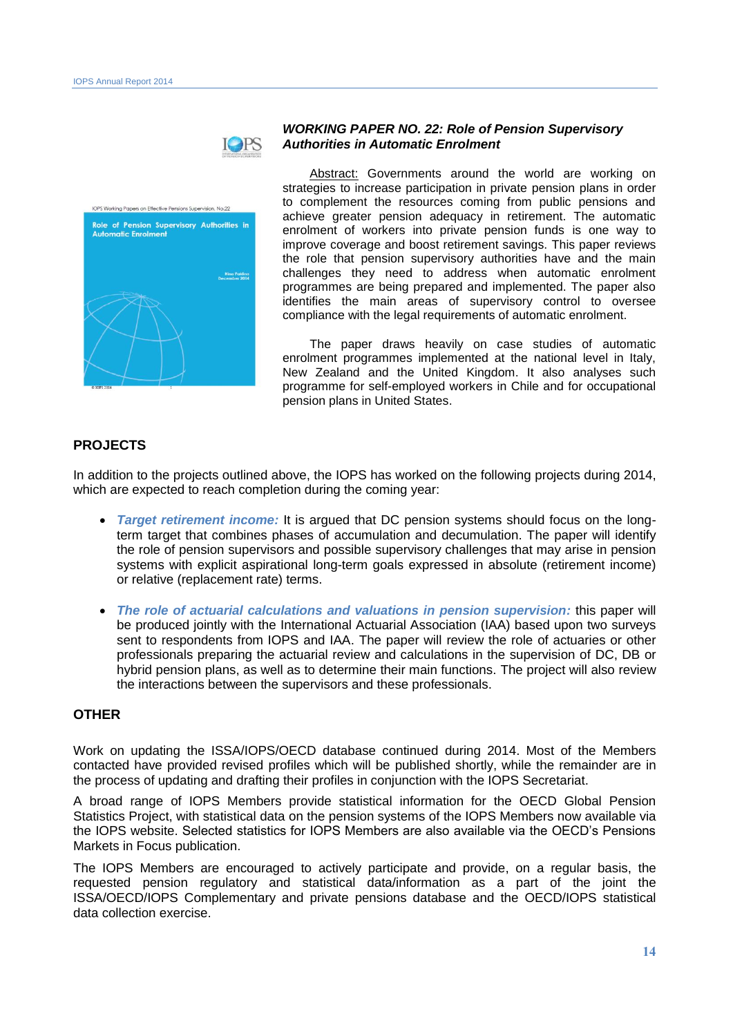### *WORKING PAPER NO. 22: Role of Pension Supervisory Authorities in Automatic Enrolment*

Abstract: Governments around the world are working on strategies to increase participation in private pension plans in order to complement the resources coming from public pensions and achieve greater pension adequacy in retirement. The automatic enrolment of workers into private pension funds is one way to improve coverage and boost retirement savings. This paper reviews the role that pension supervisory authorities have and the main challenges they need to address when automatic enrolment programmes are being prepared and implemented. The paper also identifies the main areas of supervisory control to oversee compliance with the legal requirements of automatic enrolment.

The paper draws heavily on case studies of automatic enrolment programmes implemented at the national level in Italy, New Zealand and the United Kingdom. It also analyses such programme for self-employed workers in Chile and for occupational pension plans in United States.

## PROJECTS

In addition to the projects outlined above, the IOPS has worked on the following projects during 2014, which are expected to reach completion during the coming year:

- ***Target retirement income:*** It is argued that DC pension systems should focus on the long-term target that combines phases of accumulation and decumulation. The paper will identify the role of pension supervisors and possible supervisory challenges that may arise in pension systems with explicit aspirational long-term goals expressed in absolute (retirement income) or relative (replacement rate) terms.

- ***The role of actuarial calculations and valuations in pension supervision:*** this paper will be produced jointly with the International Actuarial Association (IAA) based upon two surveys sent to respondents from IOPS and IAA. The paper will review the role of actuaries or other professionals preparing the actuarial review and calculations in the supervision of DC, DB or hybrid pension plans, as well as to determine their main functions. The project will also review the interactions between the supervisors and these professionals.

## OTHER

Work on updating the ISSA/IOPS/OECD database continued during 2014. Most of the Members contacted have provided revised profiles which will be published shortly, while the remainder are in the process of updating and drafting their profiles in conjunction with the IOPS Secretariat.

A broad range of IOPS Members provide statistical information for the OECD Global Pension Statistics Project, with statistical data on the pension systems of the IOPS Members now available via the IOPS website. Selected statistics for IOPS Members are also available via the OECD's Pensions Markets in Focus publication.

The IOPS Members are encouraged to actively participate and provide, on a regular basis, the requested pension regulatory and statistical data/information as a part of the joint the ISSA/OECD/IOPS Complementary and private pensions database and the OECD/IOPS statistical data collection exercise.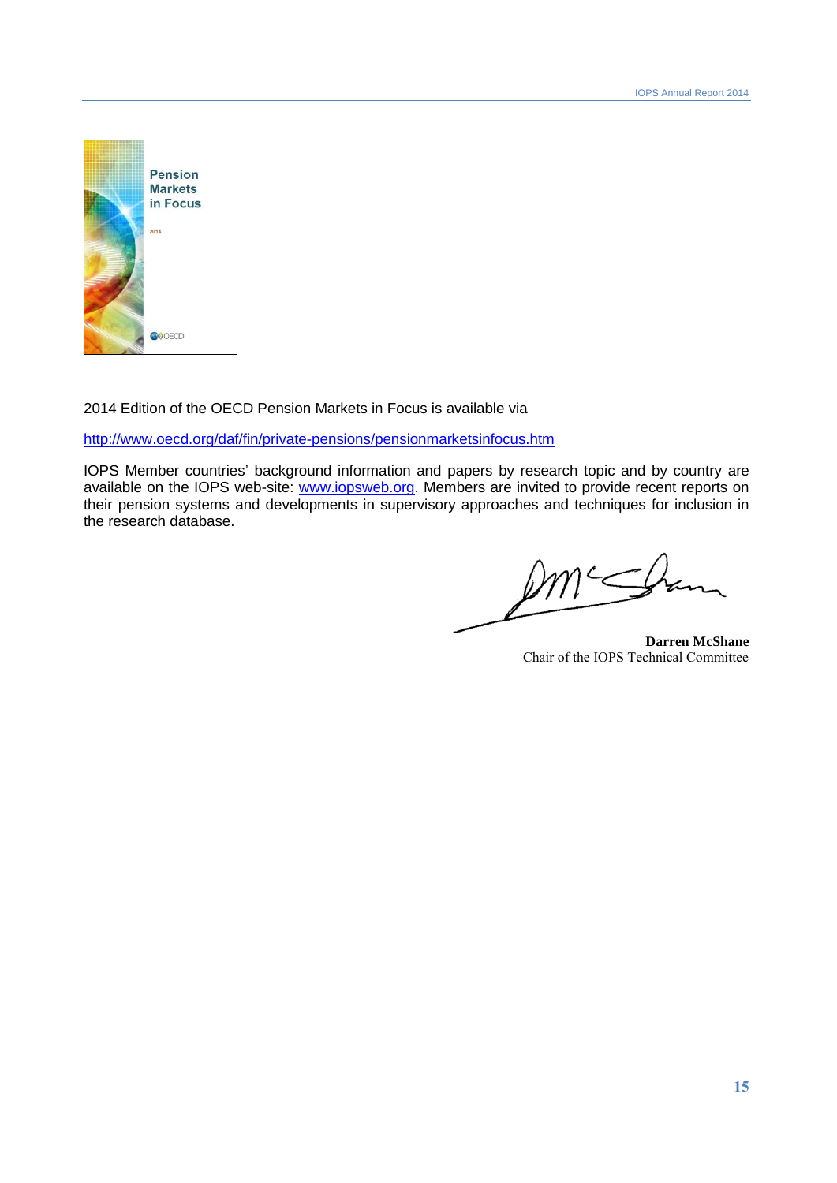2014 Edition of the OECD Pension Markets in Focus is available via

http://www.oecd.org/daf/fin/private-pensions/pensionmarketsinfocus.htm

IOPS Member countries' background information and papers by research topic and by country are available on the IOPS web-site: www.iopsweb.org. Members are invited to provide recent reports on their pension systems and developments in supervisory approaches and techniques for inclusion in the research database.

**Darren McShane**
Chair of the IOPS Technical Committee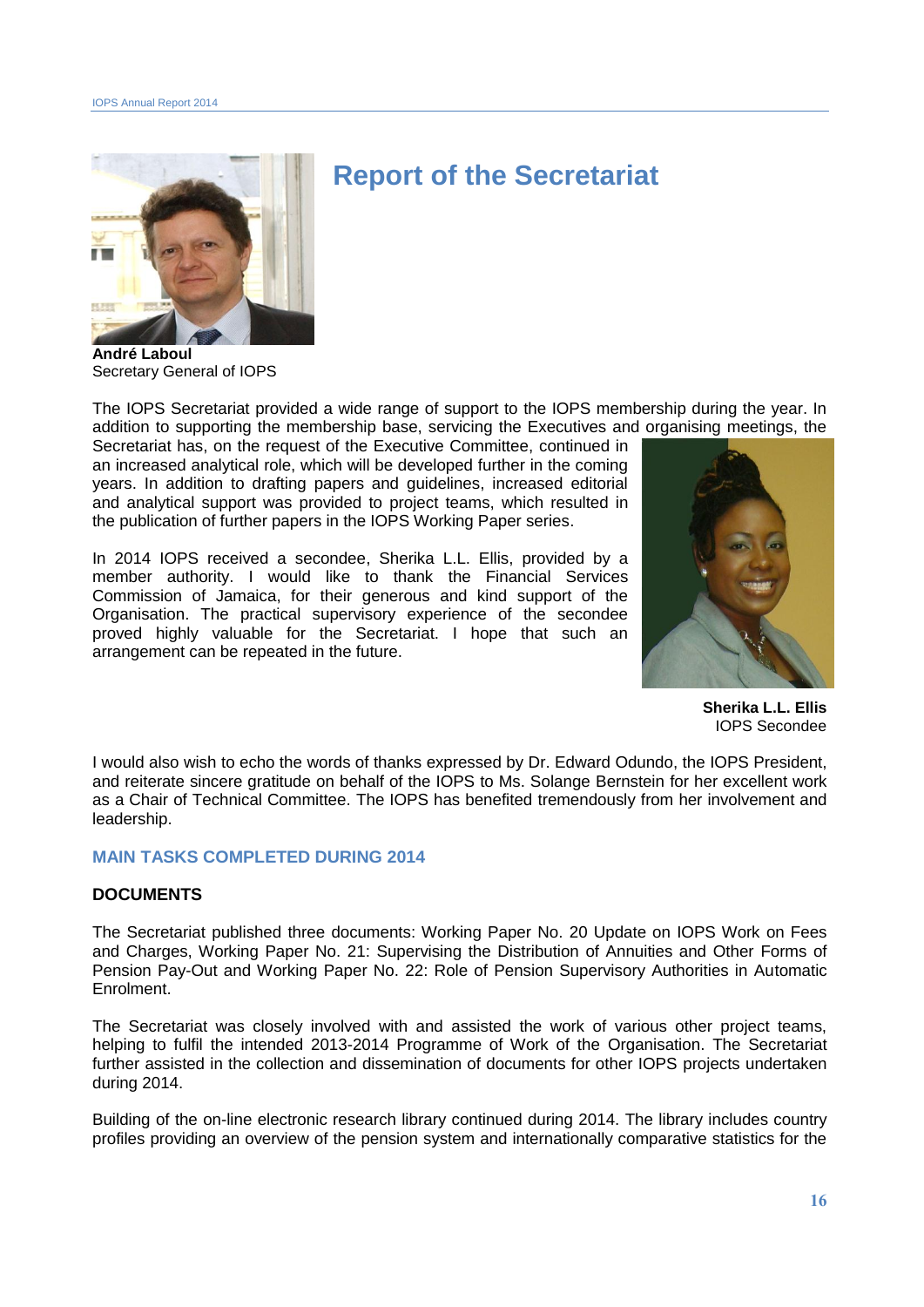# Report of the Secretariat

**André Laboul**
Secretary General of IOPS

The IOPS Secretariat provided a wide range of support to the IOPS membership during the year. In addition to supporting the membership base, servicing the Executives and organising meetings, the Secretariat has, on the request of the Executive Committee, continued in an increased analytical role, which will be developed further in the coming years. In addition to drafting papers and guidelines, increased editorial and analytical support was provided to project teams, which resulted in the publication of further papers in the IOPS Working Paper series.

In 2014 IOPS received a secondee, Sherika L.L. Ellis, provided by a member authority. I would like to thank the Financial Services Commission of Jamaica, for their generous and kind support of the Organisation. The practical supervisory experience of the secondee proved highly valuable for the Secretariat. I hope that such an arrangement can be repeated in the future.

**Sherika L.L. Ellis**
IOPS Secondee

I would also wish to echo the words of thanks expressed by Dr. Edward Odundo, the IOPS President, and reiterate sincere gratitude on behalf of the IOPS to Ms. Solange Bernstein for her excellent work as a Chair of Technical Committee. The IOPS has benefited tremendously from her involvement and leadership.

## MAIN TASKS COMPLETED DURING 2014

### DOCUMENTS

The Secretariat published three documents: Working Paper No. 20 Update on IOPS Work on Fees and Charges, Working Paper No. 21: Supervising the Distribution of Annuities and Other Forms of Pension Pay-Out and Working Paper No. 22: Role of Pension Supervisory Authorities in Automatic Enrolment.

The Secretariat was closely involved with and assisted the work of various other project teams, helping to fulfil the intended 2013-2014 Programme of Work of the Organisation. The Secretariat further assisted in the collection and dissemination of documents for other IOPS projects undertaken during 2014.

Building of the on-line electronic research library continued during 2014. The library includes country profiles providing an overview of the pension system and internationally comparative statistics for the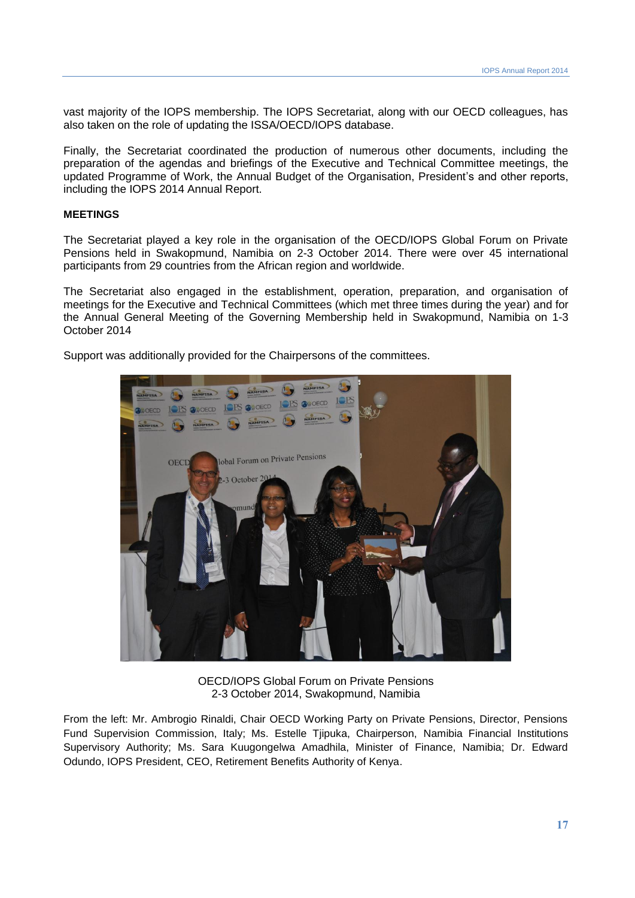vast majority of the IOPS membership. The IOPS Secretariat, along with our OECD colleagues, has also taken on the role of updating the ISSA/OECD/IOPS database.

Finally, the Secretariat coordinated the production of numerous other documents, including the preparation of the agendas and briefings of the Executive and Technical Committee meetings, the updated Programme of Work, the Annual Budget of the Organisation, President's and other reports, including the IOPS 2014 Annual Report.

**MEETINGS**

The Secretariat played a key role in the organisation of the OECD/IOPS Global Forum on Private Pensions held in Swakopmund, Namibia on 2-3 October 2014. There were over 45 international participants from 29 countries from the African region and worldwide.

The Secretariat also engaged in the establishment, operation, preparation, and organisation of meetings for the Executive and Technical Committees (which met three times during the year) and for the Annual General Meeting of the Governing Membership held in Swakopmund, Namibia on 1-3 October 2014

Support was additionally provided for the Chairpersons of the committees.

OECD/IOPS Global Forum on Private Pensions
2-3 October 2014, Swakopmund, Namibia

From the left: Mr. Ambrogio Rinaldi, Chair OECD Working Party on Private Pensions, Director, Pensions Fund Supervision Commission, Italy; Ms. Estelle Tjipuka, Chairperson, Namibia Financial Institutions Supervisory Authority; Ms. Sara Kuugongelwa Amadhila, Minister of Finance, Namibia; Dr. Edward Odundo, IOPS President, CEO, Retirement Benefits Authority of Kenya.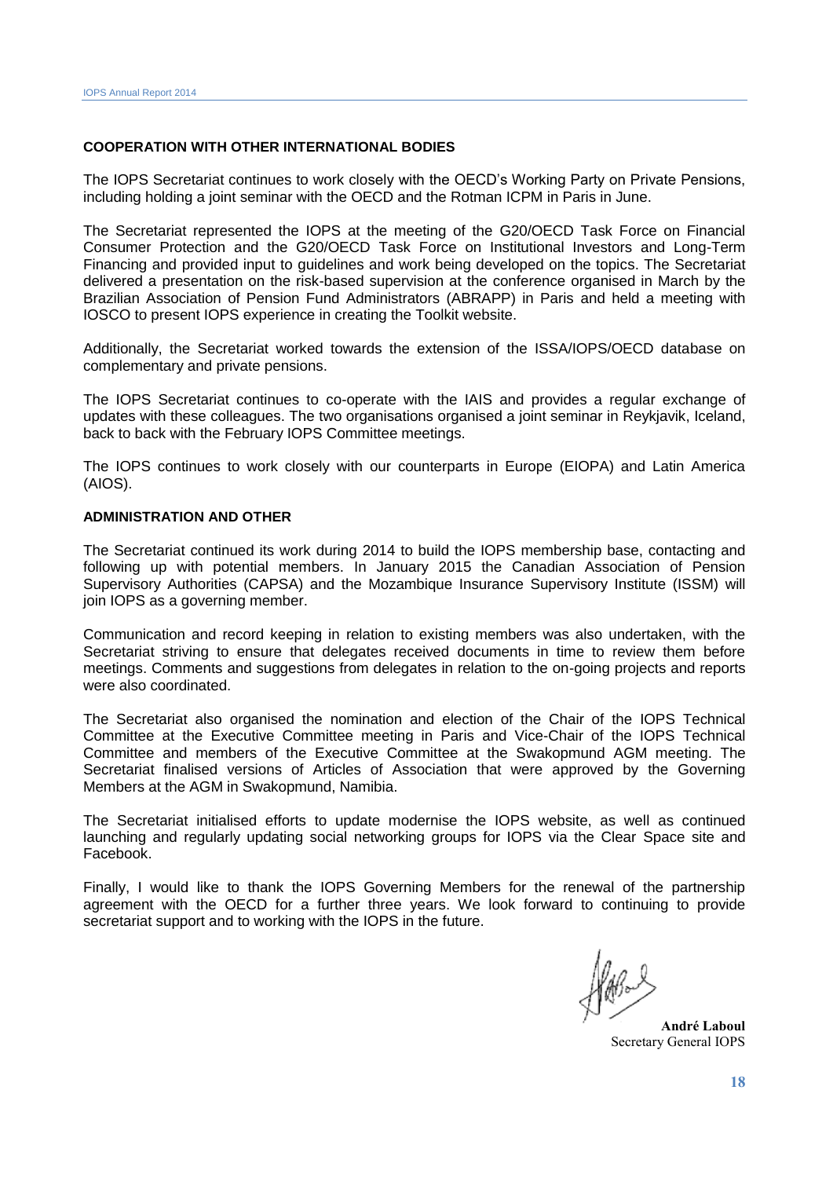## COOPERATION WITH OTHER INTERNATIONAL BODIES

The IOPS Secretariat continues to work closely with the OECD's Working Party on Private Pensions, including holding a joint seminar with the OECD and the Rotman ICPM in Paris in June.

The Secretariat represented the IOPS at the meeting of the G20/OECD Task Force on Financial Consumer Protection and the G20/OECD Task Force on Institutional Investors and Long-Term Financing and provided input to guidelines and work being developed on the topics. The Secretariat delivered a presentation on the risk-based supervision at the conference organised in March by the Brazilian Association of Pension Fund Administrators (ABRAPP) in Paris and held a meeting with IOSCO to present IOPS experience in creating the Toolkit website.

Additionally, the Secretariat worked towards the extension of the ISSA/IOPS/OECD database on complementary and private pensions.

The IOPS Secretariat continues to co-operate with the IAIS and provides a regular exchange of updates with these colleagues. The two organisations organised a joint seminar in Reykjavik, Iceland, back to back with the February IOPS Committee meetings.

The IOPS continues to work closely with our counterparts in Europe (EIOPA) and Latin America (AIOS).

## ADMINISTRATION AND OTHER

The Secretariat continued its work during 2014 to build the IOPS membership base, contacting and following up with potential members. In January 2015 the Canadian Association of Pension Supervisory Authorities (CAPSA) and the Mozambique Insurance Supervisory Institute (ISSM) will join IOPS as a governing member.

Communication and record keeping in relation to existing members was also undertaken, with the Secretariat striving to ensure that delegates received documents in time to review them before meetings. Comments and suggestions from delegates in relation to the on-going projects and reports were also coordinated.

The Secretariat also organised the nomination and election of the Chair of the IOPS Technical Committee at the Executive Committee meeting in Paris and Vice-Chair of the IOPS Technical Committee and members of the Executive Committee at the Swakopmund AGM meeting. The Secretariat finalised versions of Articles of Association that were approved by the Governing Members at the AGM in Swakopmund, Namibia.

The Secretariat initialised efforts to update modernise the IOPS website, as well as continued launching and regularly updating social networking groups for IOPS via the Clear Space site and Facebook.

Finally, I would like to thank the IOPS Governing Members for the renewal of the partnership agreement with the OECD for a further three years. We look forward to continuing to provide secretariat support and to working with the IOPS in the future.

**André Laboul**
Secretary General IOPS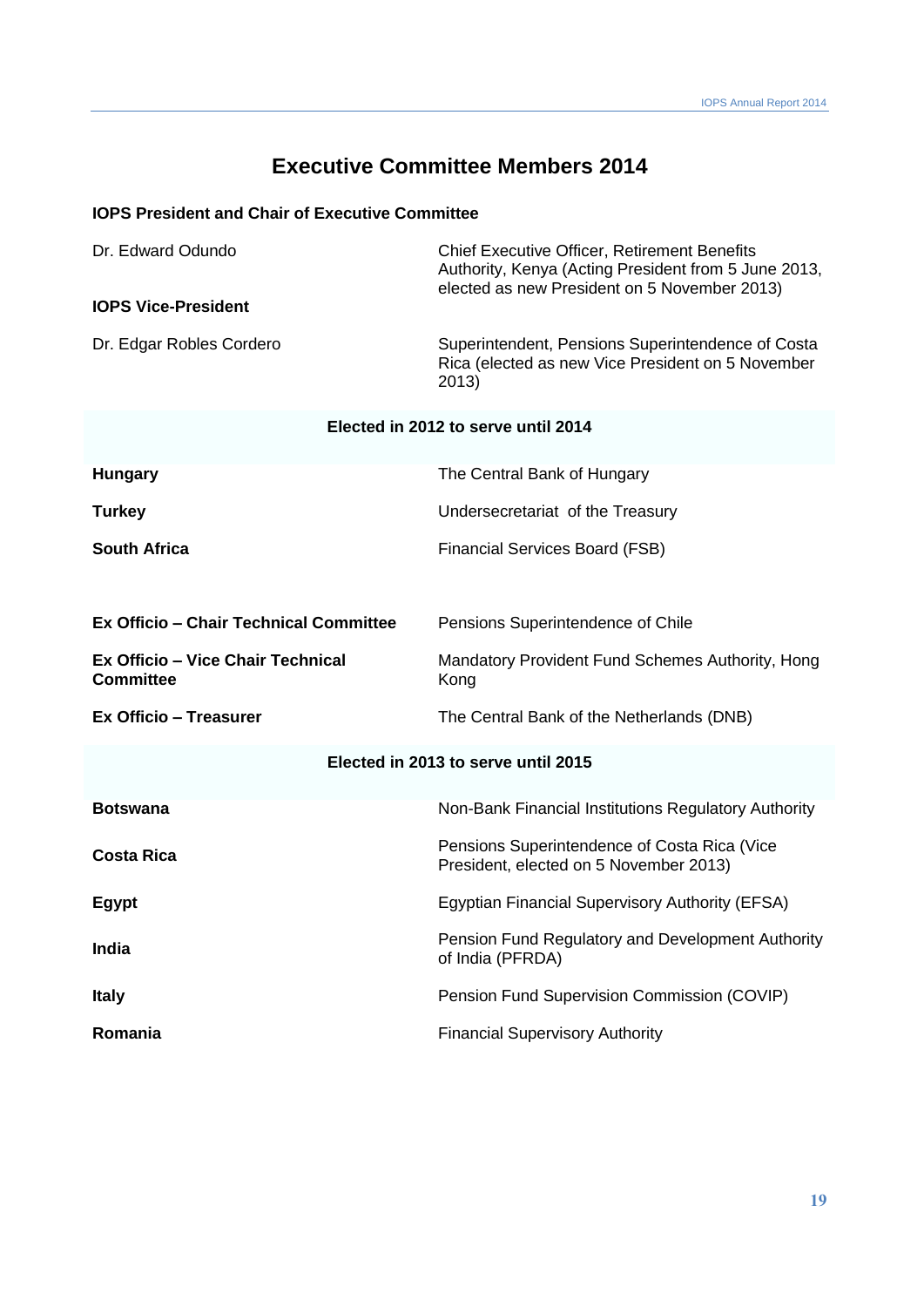# Executive Committee Members 2014

**IOPS President and Chair of Executive Committee**

| | |
|---|---|
| Dr. Edward Odundo | Chief Executive Officer, Retirement Benefits Authority, Kenya (Acting President from 5 June 2013, elected as new President on 5 November 2013) |

**IOPS Vice-President**

| | |
|---|---|
| Dr. Edgar Robles Cordero | Superintendent, Pensions Superintendence of Costa Rica (elected as new Vice President on 5 November 2013) |

**Elected in 2012 to serve until 2014**

| | |
|---|---|
| **Hungary** | The Central Bank of Hungary |
| **Turkey** | Undersecretariat of the Treasury |
| **South Africa** | Financial Services Board (FSB) |
| **Ex Officio – Chair Technical Committee** | Pensions Superintendence of Chile |
| **Ex Officio – Vice Chair Technical Committee** | Mandatory Provident Fund Schemes Authority, Hong Kong |
| **Ex Officio – Treasurer** | The Central Bank of the Netherlands (DNB) |

**Elected in 2013 to serve until 2015**

| | |
|---|---|
| **Botswana** | Non-Bank Financial Institutions Regulatory Authority |
| **Costa Rica** | Pensions Superintendence of Costa Rica (Vice President, elected on 5 November 2013) |
| **Egypt** | Egyptian Financial Supervisory Authority (EFSA) |
| **India** | Pension Fund Regulatory and Development Authority of India (PFRDA) |
| **Italy** | Pension Fund Supervision Commission (COVIP) |
| **Romania** | Financial Supervisory Authority |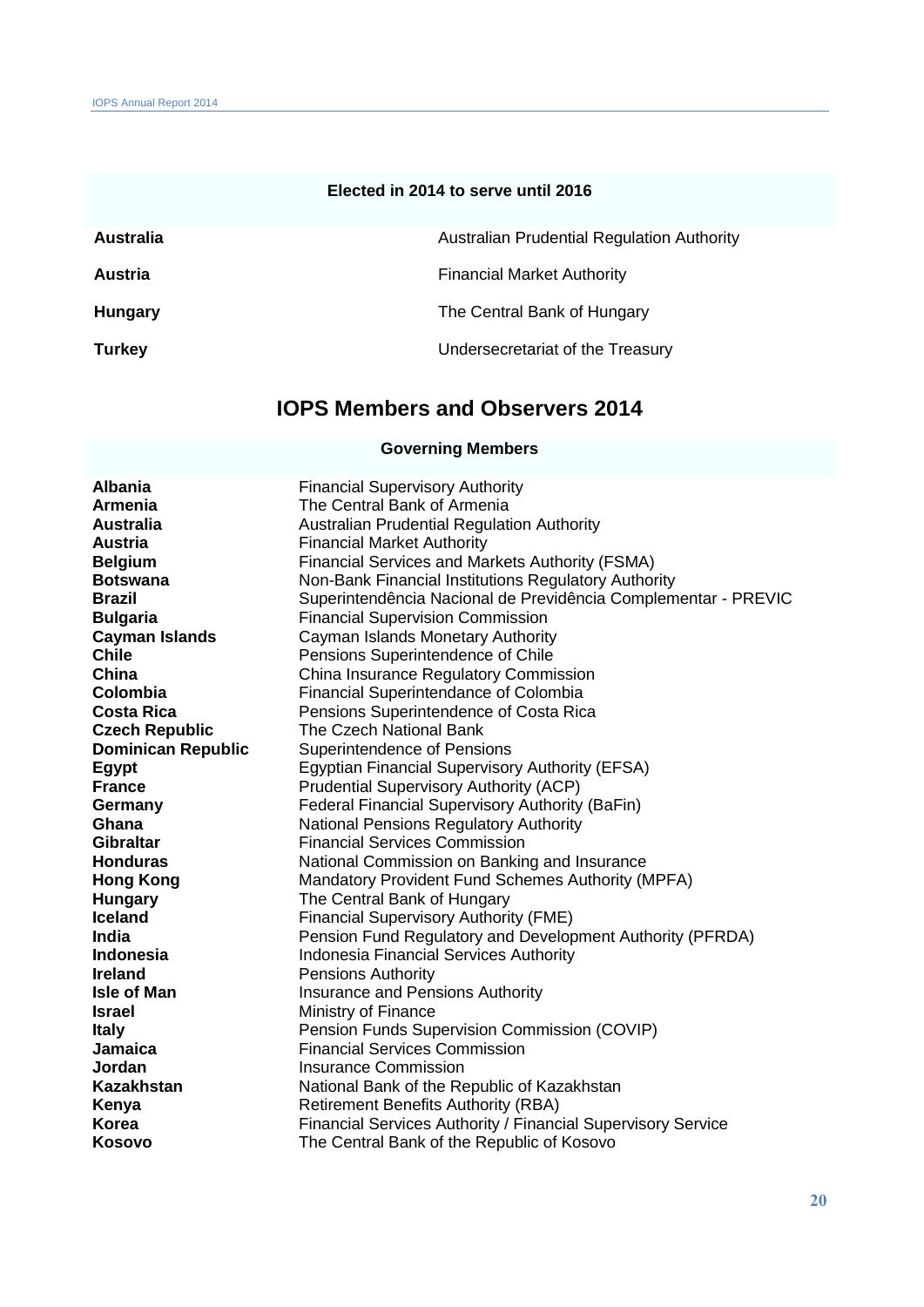| Elected in 2014 to serve until 2016 | |
|---|---|
| **Australia** | Australian Prudential Regulation Authority |
| **Austria** | Financial Market Authority |
| **Hungary** | The Central Bank of Hungary |
| **Turkey** | Undersecretariat of the Treasury |

## IOPS Members and Observers 2014

| Governing Members | |
|---|---|
| **Albania** | Financial Supervisory Authority |
| **Armenia** | The Central Bank of Armenia |
| **Australia** | Australian Prudential Regulation Authority |
| **Austria** | Financial Market Authority |
| **Belgium** | Financial Services and Markets Authority (FSMA) |
| **Botswana** | Non-Bank Financial Institutions Regulatory Authority |
| **Brazil** | Superintendência Nacional de Previdência Complementar - PREVIC |
| **Bulgaria** | Financial Supervision Commission |
| **Cayman Islands** | Cayman Islands Monetary Authority |
| **Chile** | Pensions Superintendence of Chile |
| **China** | China Insurance Regulatory Commission |
| **Colombia** | Financial Superintendance of Colombia |
| **Costa Rica** | Pensions Superintendence of Costa Rica |
| **Czech Republic** | The Czech National Bank |
| **Dominican Republic** | Superintendence of Pensions |
| **Egypt** | Egyptian Financial Supervisory Authority (EFSA) |
| **France** | Prudential Supervisory Authority (ACP) |
| **Germany** | Federal Financial Supervisory Authority (BaFin) |
| **Ghana** | National Pensions Regulatory Authority |
| **Gibraltar** | Financial Services Commission |
| **Honduras** | National Commission on Banking and Insurance |
| **Hong Kong** | Mandatory Provident Fund Schemes Authority (MPFA) |
| **Hungary** | The Central Bank of Hungary |
| **Iceland** | Financial Supervisory Authority (FME) |
| **India** | Pension Fund Regulatory and Development Authority (PFRDA) |
| **Indonesia** | Indonesia Financial Services Authority |
| **Ireland** | Pensions Authority |
| **Isle of Man** | Insurance and Pensions Authority |
| **Israel** | Ministry of Finance |
| **Italy** | Pension Funds Supervision Commission (COVIP) |
| **Jamaica** | Financial Services Commission |
| **Jordan** | Insurance Commission |
| **Kazakhstan** | National Bank of the Republic of Kazakhstan |
| **Kenya** | Retirement Benefits Authority (RBA) |
| **Korea** | Financial Services Authority / Financial Supervisory Service |
| **Kosovo** | The Central Bank of the Republic of Kosovo |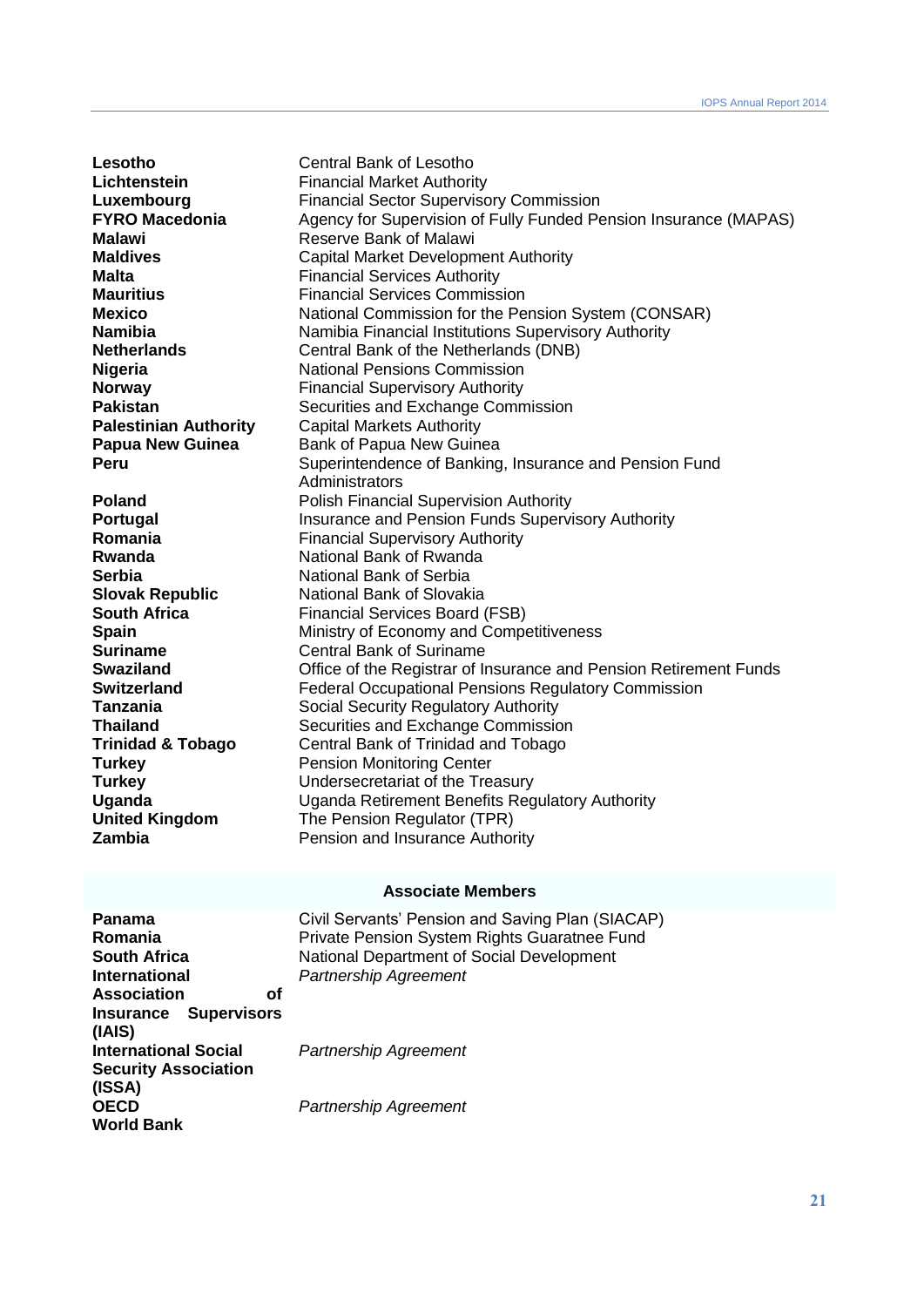| | |
|---|---|
| **Lesotho** | Central Bank of Lesotho |
| **Lichtenstein** | Financial Market Authority |
| **Luxembourg** | Financial Sector Supervisory Commission |
| **FYRO Macedonia** | Agency for Supervision of Fully Funded Pension Insurance (MAPAS) |
| **Malawi** | Reserve Bank of Malawi |
| **Maldives** | Capital Market Development Authority |
| **Malta** | Financial Services Authority |
| **Mauritius** | Financial Services Commission |
| **Mexico** | National Commission for the Pension System (CONSAR) |
| **Namibia** | Namibia Financial Institutions Supervisory Authority |
| **Netherlands** | Central Bank of the Netherlands (DNB) |
| **Nigeria** | National Pensions Commission |
| **Norway** | Financial Supervisory Authority |
| **Pakistan** | Securities and Exchange Commission |
| **Palestinian Authority** | Capital Markets Authority |
| **Papua New Guinea** | Bank of Papua New Guinea |
| **Peru** | Superintendence of Banking, Insurance and Pension Fund Administrators |
| **Poland** | Polish Financial Supervision Authority |
| **Portugal** | Insurance and Pension Funds Supervisory Authority |
| **Romania** | Financial Supervisory Authority |
| **Rwanda** | National Bank of Rwanda |
| **Serbia** | National Bank of Serbia |
| **Slovak Republic** | National Bank of Slovakia |
| **South Africa** | Financial Services Board (FSB) |
| **Spain** | Ministry of Economy and Competitiveness |
| **Suriname** | Central Bank of Suriname |
| **Swaziland** | Office of the Registrar of Insurance and Pension Retirement Funds |
| **Switzerland** | Federal Occupational Pensions Regulatory Commission |
| **Tanzania** | Social Security Regulatory Authority |
| **Thailand** | Securities and Exchange Commission |
| **Trinidad & Tobago** | Central Bank of Trinidad and Tobago |
| **Turkey** | Pension Monitoring Center |
| **Turkey** | Undersecretariat of the Treasury |
| **Uganda** | Uganda Retirement Benefits Regulatory Authority |
| **United Kingdom** | The Pension Regulator (TPR) |
| **Zambia** | Pension and Insurance Authority |

## Associate Members

| | |
|---|---|
| **Panama** | Civil Servants' Pension and Saving Plan (SIACAP) |
| **Romania** | Private Pension System Rights Guaratnee Fund |
| **South Africa** | National Department of Social Development |
| **International Association of Insurance Supervisors (IAIS)** | *Partnership Agreement* |
| **International Social Security Association (ISSA)** | *Partnership Agreement* |
| **OECD** | *Partnership Agreement* |
| **World Bank** | |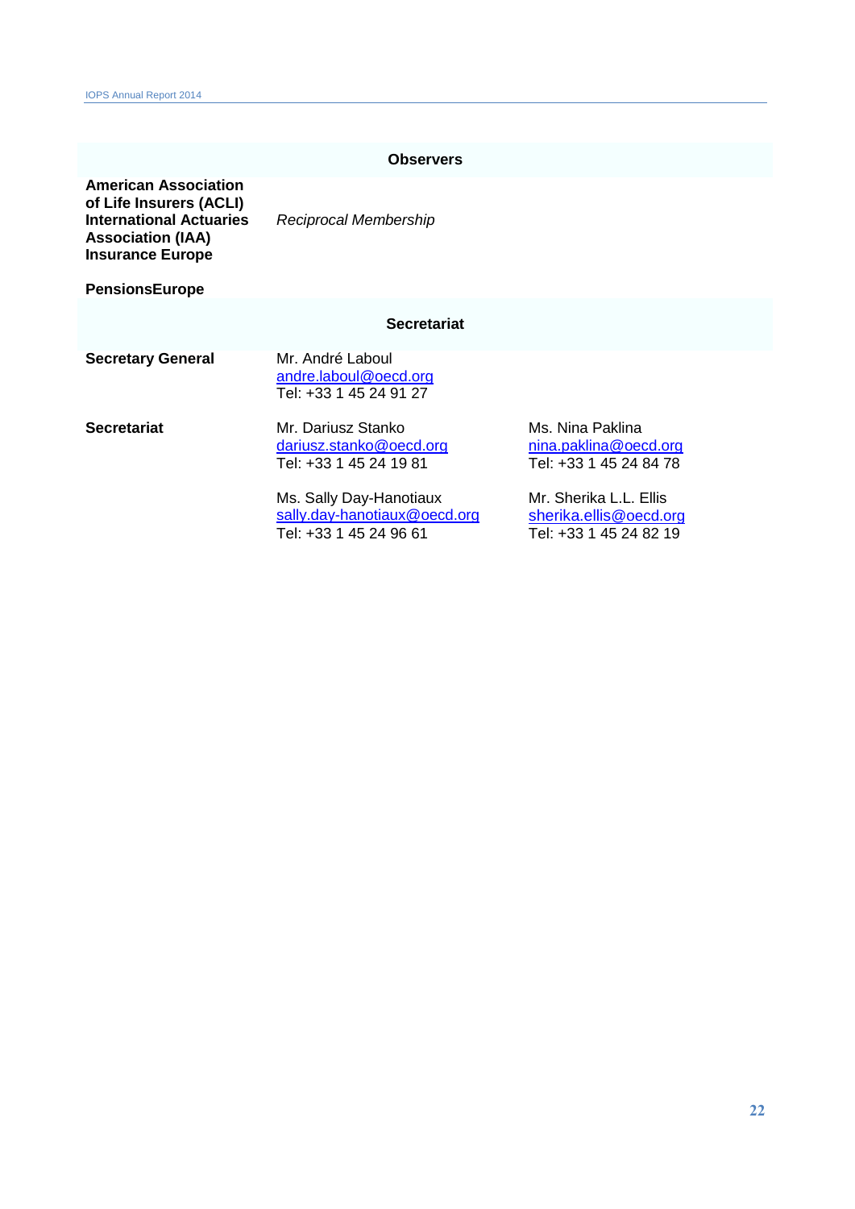## Observers

| | |
|---|---|
| **American Association of Life Insurers (ACLI)** **International Actuaries Association (IAA)** **Insurance Europe** | *Reciprocal Membership* |
| **PensionsEurope** | |

## Secretariat

| | | |
|---|---|---|
| **Secretary General** | Mr. André Laboul<br>andre.laboul@oecd.org<br>Tel: +33 1 45 24 91 27 | |
| **Secretariat** | Mr. Dariusz Stanko<br>dariusz.stanko@oecd.org<br>Tel: +33 1 45 24 19 81 | Ms. Nina Paklina<br>nina.paklina@oecd.org<br>Tel: +33 1 45 24 84 78 |
| | Ms. Sally Day-Hanotiaux<br>sally.day-hanotiaux@oecd.org<br>Tel: +33 1 45 24 96 61 | Mr. Sherika L.L. Ellis<br>sherika.ellis@oecd.org<br>Tel: +33 1 45 24 82 19 |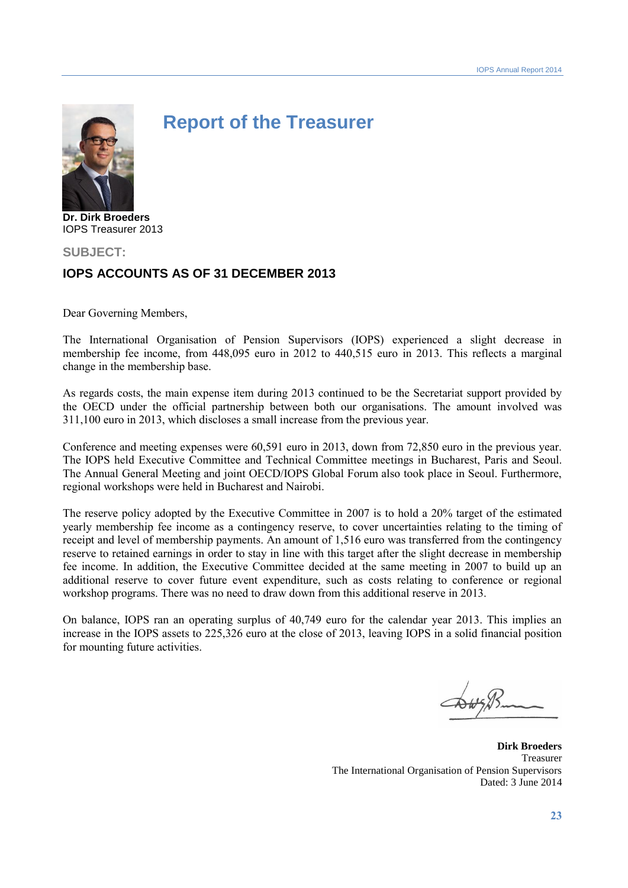# Report of the Treasurer

**Dr. Dirk Broeders**
IOPS Treasurer 2013

**SUBJECT:**

## IOPS ACCOUNTS AS OF 31 DECEMBER 2013

Dear Governing Members,

The International Organisation of Pension Supervisors (IOPS) experienced a slight decrease in membership fee income, from 448,095 euro in 2012 to 440,515 euro in 2013. This reflects a marginal change in the membership base.

As regards costs, the main expense item during 2013 continued to be the Secretariat support provided by the OECD under the official partnership between both our organisations. The amount involved was 311,100 euro in 2013, which discloses a small increase from the previous year.

Conference and meeting expenses were 60,591 euro in 2013, down from 72,850 euro in the previous year. The IOPS held Executive Committee and Technical Committee meetings in Bucharest, Paris and Seoul. The Annual General Meeting and joint OECD/IOPS Global Forum also took place in Seoul. Furthermore, regional workshops were held in Bucharest and Nairobi.

The reserve policy adopted by the Executive Committee in 2007 is to hold a 20% target of the estimated yearly membership fee income as a contingency reserve, to cover uncertainties relating to the timing of receipt and level of membership payments. An amount of 1,516 euro was transferred from the contingency reserve to retained earnings in order to stay in line with this target after the slight decrease in membership fee income. In addition, the Executive Committee decided at the same meeting in 2007 to build up an additional reserve to cover future event expenditure, such as costs relating to conference or regional workshop programs. There was no need to draw down from this additional reserve in 2013.

On balance, IOPS ran an operating surplus of 40,749 euro for the calendar year 2013. This implies an increase in the IOPS assets to 225,326 euro at the close of 2013, leaving IOPS in a solid financial position for mounting future activities.

**Dirk Broeders**
Treasurer
The International Organisation of Pension Supervisors
Dated: 3 June 2014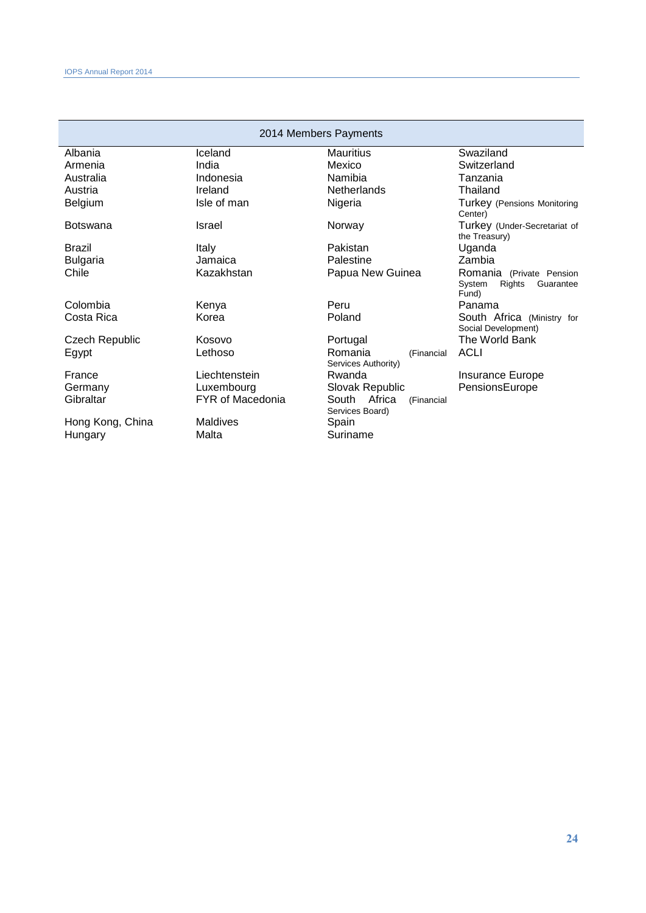| 2014 Members Payments | | | |
|---|---|---|---|
| Albania | Iceland | Mauritius | Swaziland |
| Armenia | India | Mexico | Switzerland |
| Australia | Indonesia | Namibia | Tanzania |
| Austria | Ireland | Netherlands | Thailand |
| Belgium | Isle of man | Nigeria | Turkey (Pensions Monitoring Center) |
| Botswana | Israel | Norway | Turkey (Under-Secretariat of the Treasury) |
| Brazil | Italy | Pakistan | Uganda |
| Bulgaria | Jamaica | Palestine | Zambia |
| Chile | Kazakhstan | Papua New Guinea | Romania (Private Pension System Rights Guarantee Fund) |
| Colombia | Kenya | Peru | Panama |
| Costa Rica | Korea | Poland | South Africa (Ministry for Social Development) |
| Czech Republic | Kosovo | Portugal | The World Bank |
| Egypt | Lethoso | Romania (Financial Services Authority) | ACLI |
| France | Liechtenstein | Rwanda | Insurance Europe |
| Germany | Luxembourg | Slovak Republic | PensionsEurope |
| Gibraltar | FYR of Macedonia | South Africa (Financial Services Board) | |
| Hong Kong, China | Maldives | Spain | |
| Hungary | Malta | Suriname | |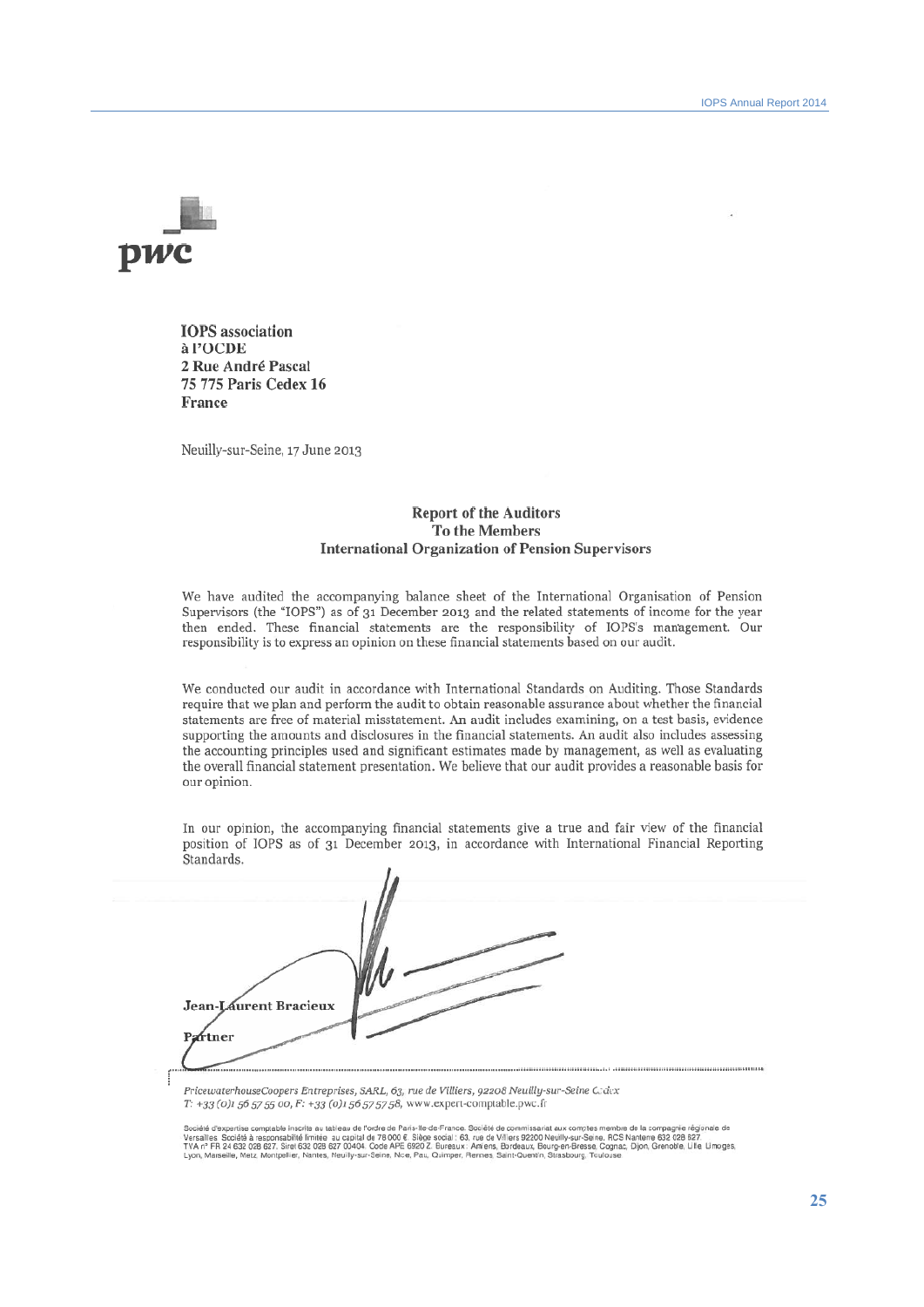**IOPS association**
**à l'OCDE**
**2 Rue André Pascal**
**75 775 Paris Cedex 16**
**France**

Neuilly-sur-Seine, 17 June 2013

**Report of the Auditors**
**To the Members**
**International Organization of Pension Supervisors**

We have audited the accompanying balance sheet of the International Organisation of Pension Supervisors (the "IOPS") as of 31 December 2013 and the related statements of income for the year then ended. These financial statements are the responsibility of IOPS's management. Our responsibility is to express an opinion on these financial statements based on our audit.

We conducted our audit in accordance with International Standards on Auditing. Those Standards require that we plan and perform the audit to obtain reasonable assurance about whether the financial statements are free of material misstatement. An audit includes examining, on a test basis, evidence supporting the amounts and disclosures in the financial statements. An audit also includes assessing the accounting principles used and significant estimates made by management, as well as evaluating the overall financial statement presentation. We believe that our audit provides a reasonable basis for our opinion.

In our opinion, the accompanying financial statements give a true and fair view of the financial position of IOPS as of 31 December 2013, in accordance with International Financial Reporting Standards.

**Jean-Laurent Bracieux**

**Partner**

*PricewaterhouseCoopers Entreprises, SARL, 63, rue de Villiers, 92208 Neuilly-sur-Seine Cedex*
*T: +33 (0)1 56 57 55 00, F: +33 (0)1 56 57 57 58,* www.expert-comptable.pwc.fr

Société d'expertise comptable inscrite au tableau de l'ordre de Paris-Ile-de-France. Société de commissariat aux comptes membre de la compagnie régionale de Versailles. Société à responsabilité limitée au capital de 78 000 €. Siège social : 63, rue de Villiers 92200 Neuilly-sur-Seine. RCS Nanterre 632 028 627. TVA n° FR 24 632 028 627. Siret 632 028 627 00404. Code APE 6920 Z. Bureaux : Amiens, Bordeaux, Bourg-en-Bresse, Cognac, Dijon, Grenoble, Lille, Limoges, Lyon, Marseille, Metz, Montpellier, Nantes, Neuilly-sur-Seine, Nice, Pau, Quimper, Rennes, Saint-Quentin, Strasbourg, Toulouse.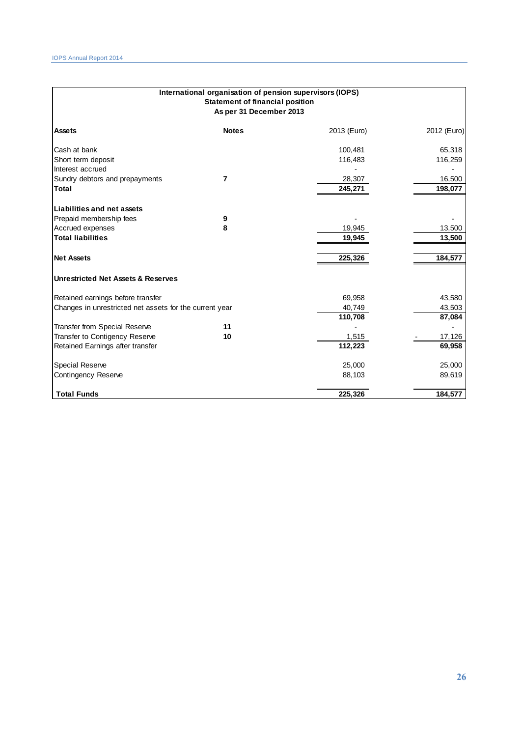**International organisation of pension supervisors (IOPS)**
**Statement of financial position**
**As per 31 December 2013**

| **Assets** | **Notes** | 2013 (Euro) | 2012 (Euro) |
|---|---|---|---|
| Cash at bank | | 100,481 | 65,318 |
| Short term deposit | | 116,483 | 116,259 |
| Interest accrued | | - | - |
| Sundry debtors and prepayments | 7 | 28,307 | 16,500 |
| **Total** | | **245,271** | **198,077** |
| | | | |
| **Liabilities and net assets** | | | |
| Prepaid membership fees | 9 | - | - |
| Accrued expenses | 8 | 19,945 | 13,500 |
| **Total liabilities** | | **19,945** | **13,500** |
| | | | |
| **Net Assets** | | **225,326** | **184,577** |
| | | | |
| **Unrestricted Net Assets & Reserves** | | | |
| | | | |
| Retained earnings before transfer | | 69,958 | 43,580 |
| Changes in unrestricted net assets for the current year | | 40,749 | 43,503 |
| | | **110,708** | **87,084** |
| Transfer from Special Reserve | 11 | - | - |
| Transfer to Contigency Reserve | 10 | 1,515 | - 17,126 |
| Retained Earnings after transfer | | **112,223** | **69,958** |
| | | | |
| Special Reserve | | 25,000 | 25,000 |
| Contingency Reserve | | 88,103 | 89,619 |
| | | | |
| **Total Funds** | | **225,326** | **184,577** |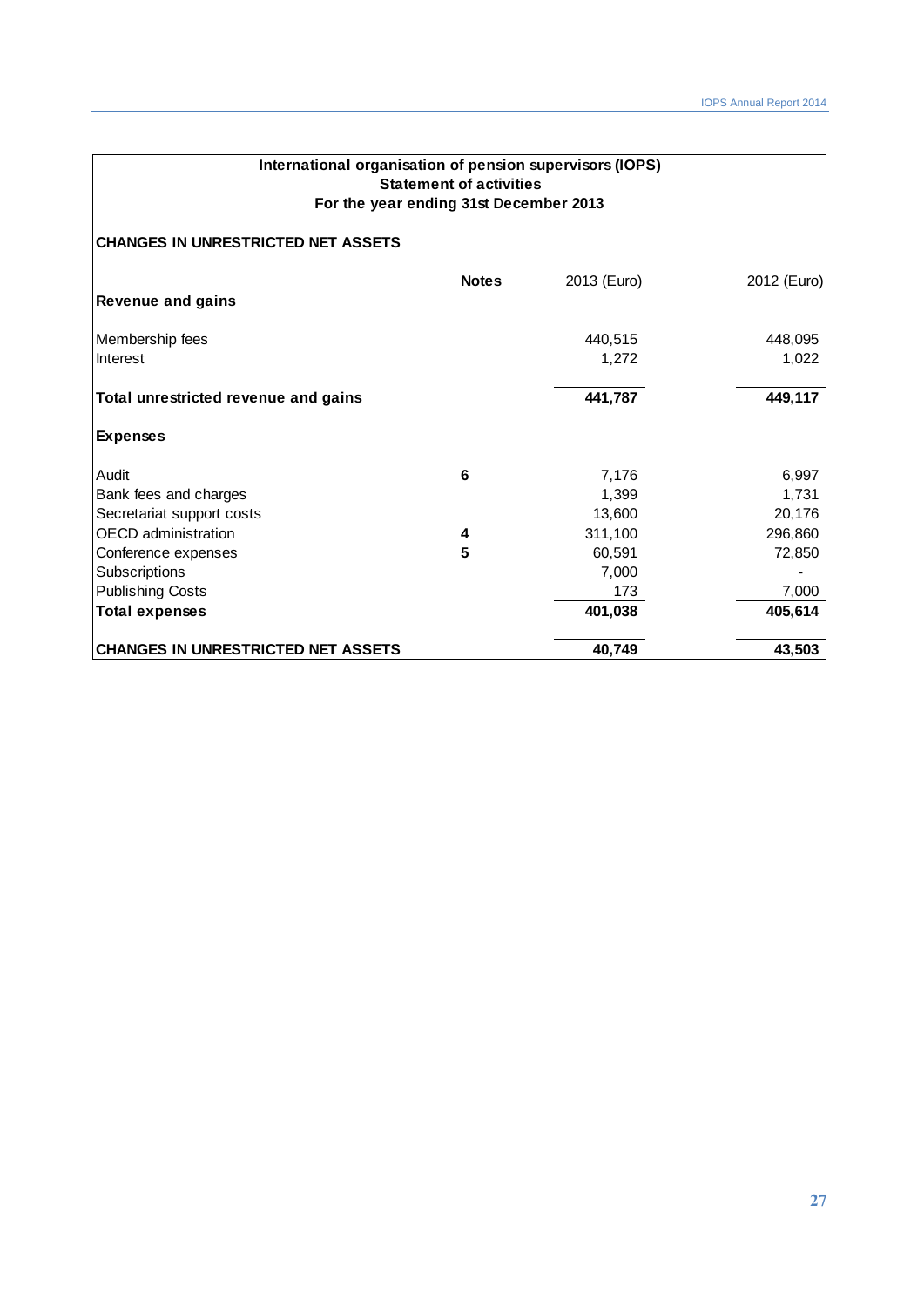**International organisation of pension supervisors (IOPS)**
**Statement of activities**
**For the year ending 31st December 2013**

**CHANGES IN UNRESTRICTED NET ASSETS**

| | Notes | 2013 (Euro) | 2012 (Euro) |
|---|---|---|---|
| **Revenue and gains** | | | |
| Membership fees | | 440,515 | 448,095 |
| Interest | | 1,272 | 1,022 |
| **Total unrestricted revenue and gains** | | **441,787** | **449,117** |
| **Expenses** | | | |
| Audit | **6** | 7,176 | 6,997 |
| Bank fees and charges | | 1,399 | 1,731 |
| Secretariat support costs | | 13,600 | 20,176 |
| OECD administration | **4** | 311,100 | 296,860 |
| Conference expenses | **5** | 60,591 | 72,850 |
| Subscriptions | | 7,000 | - |
| Publishing Costs | | 173 | 7,000 |
| **Total expenses** | | **401,038** | **405,614** |
| **CHANGES IN UNRESTRICTED NET ASSETS** | | **40,749** | **43,503** |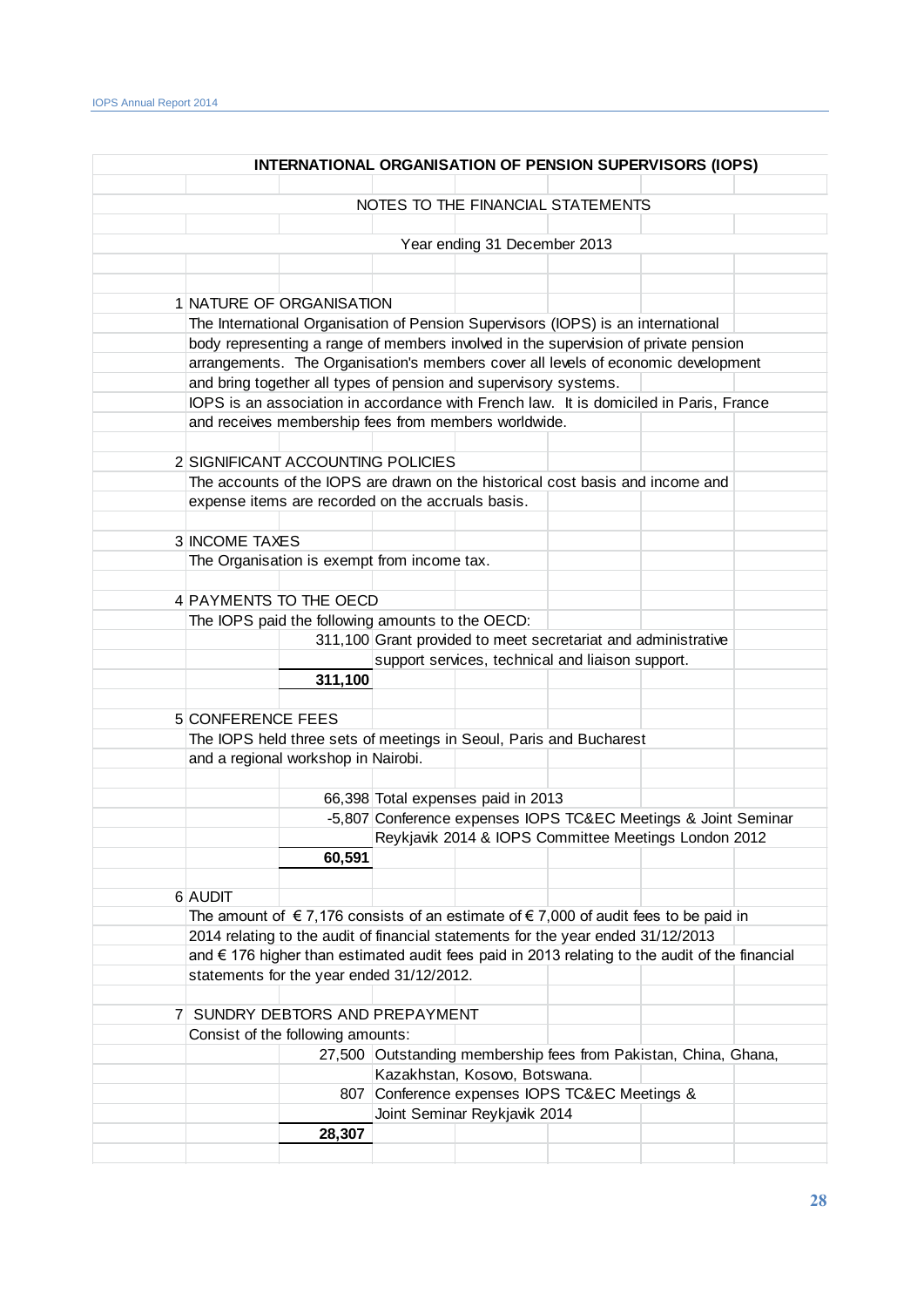# INTERNATIONAL ORGANISATION OF PENSION SUPERVISORS (IOPS)

## NOTES TO THE FINANCIAL STATEMENTS

Year ending 31 December 2013

### 1 NATURE OF ORGANISATION

The International Organisation of Pension Supervisors (IOPS) is an international body representing a range of members involved in the supervision of private pension arrangements. The Organisation's members cover all levels of economic development and bring together all types of pension and supervisory systems.

IOPS is an association in accordance with French law. It is domiciled in Paris, France and receives membership fees from members worldwide.

### 2 SIGNIFICANT ACCOUNTING POLICIES

The accounts of the IOPS are drawn on the historical cost basis and income and expense items are recorded on the accruals basis.

### 3 INCOME TAXES

The Organisation is exempt from income tax.

### 4 PAYMENTS TO THE OECD

The IOPS paid the following amounts to the OECD:

| Amount | Description |
|---|---|
| 311,100 | Grant provided to meet secretariat and administrative support services, technical and liaison support. |
| **311,100** | |

### 5 CONFERENCE FEES

The IOPS held three sets of meetings in Seoul, Paris and Bucharest and a regional workshop in Nairobi.

| Amount | Description |
|---|---|
| 66,398 | Total expenses paid in 2013 |
| -5,807 | Conference expenses IOPS TC&EC Meetings & Joint Seminar Reykjavik 2014 & IOPS Committee Meetings London 2012 |
| **60,591** | |

### 6 AUDIT

The amount of € 7,176 consists of an estimate of € 7,000 of audit fees to be paid in 2014 relating to the audit of financial statements for the year ended 31/12/2013 and € 176 higher than estimated audit fees paid in 2013 relating to the audit of the financial statements for the year ended 31/12/2012.

### 7 SUNDRY DEBTORS AND PREPAYMENT

Consist of the following amounts:

| Amount | Description |
|---|---|
| 27,500 | Outstanding membership fees from Pakistan, China, Ghana, Kazakhstan, Kosovo, Botswana. |
| 807 | Conference expenses IOPS TC&EC Meetings & Joint Seminar Reykjavik 2014 |
| **28,307** | |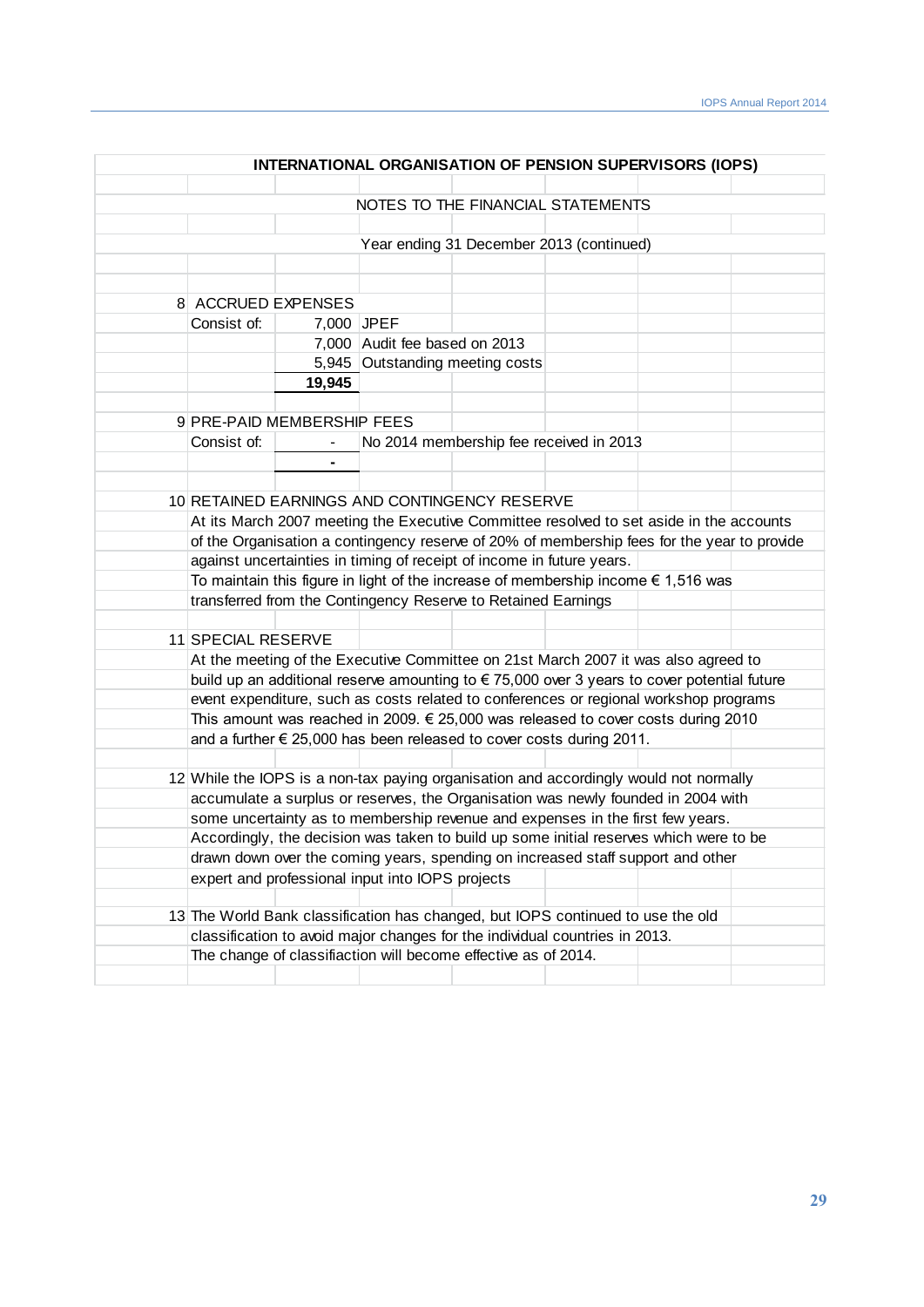# INTERNATIONAL ORGANISATION OF PENSION SUPERVISORS (IOPS)

## NOTES TO THE FINANCIAL STATEMENTS

Year ending 31 December 2013 (continued)

### 8 ACCRUED EXPENSES

| | | |
|---|---|---|
| Consist of: | 7,000 | JPEF |
| | 7,000 | Audit fee based on 2013 |
| | 5,945 | Outstanding meeting costs |
| | **19,945** | |

### 9 PRE-PAID MEMBERSHIP FEES

| | | |
|---|---|---|
| Consist of: | - | No 2014 membership fee received in 2013 |
| | - | |

### 10 RETAINED EARNINGS AND CONTINGENCY RESERVE

At its March 2007 meeting the Executive Committee resolved to set aside in the accounts of the Organisation a contingency reserve of 20% of membership fees for the year to provide against uncertainties in timing of receipt of income in future years.
To maintain this figure in light of the increase of membership income € 1,516 was transferred from the Contingency Reserve to Retained Earnings

### 11 SPECIAL RESERVE

At the meeting of the Executive Committee on 21st March 2007 it was also agreed to build up an additional reserve amounting to € 75,000 over 3 years to cover potential future event expenditure, such as costs related to conferences or regional workshop programs
This amount was reached in 2009. € 25,000 was released to cover costs during 2010 and a further € 25,000 has been released to cover costs during 2011.

12 While the IOPS is a non-tax paying organisation and accordingly would not normally accumulate a surplus or reserves, the Organisation was newly founded in 2004 with some uncertainty as to membership revenue and expenses in the first few years.
Accordingly, the decision was taken to build up some initial reserves which were to be drawn down over the coming years, spending on increased staff support and other expert and professional input into IOPS projects

13 The World Bank classification has changed, but IOPS continued to use the old classification to avoid major changes for the individual countries in 2013.
The change of classifiaction will become effective as of 2014.